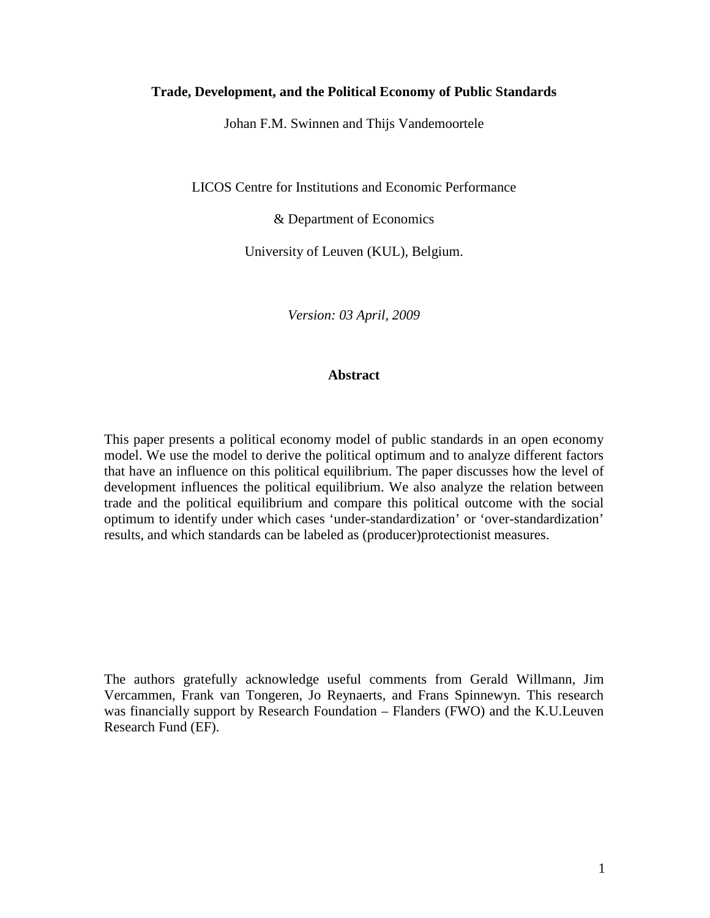**Trade, Development, and the Political Economy of Public Standards**

Johan F.M. Swinnen and Thijs Vandemoortele

LICOS Centre for Institutions and Economic Performance

& Department of Economics

University of Leuven (KUL), Belgium.

*Version: 03 April, 2009*

**Abstract**

This paper presents a political economy model of public standards in an open economy model. We use the model to derive the political optimum and to analyze different factors that have an influence on this political equilibrium. The paper discusses how the level of development influences the political equilibrium. We also analyze the relation between trade and the political equilibrium and compare this political outcome with the social optimum to identify under which cases 'under-standardization' or 'over-standardization' results, and which standards can be labeled as (producer)protectionist measures.

The authors gratefully acknowledge useful comments from Gerald Willmann, Jim Vercammen, Frank van Tongeren, Jo Reynaerts, and Frans Spinnewyn. This research was financially support by Research Foundation – Flanders (FWO) and the K.U.Leuven Research Fund (EF).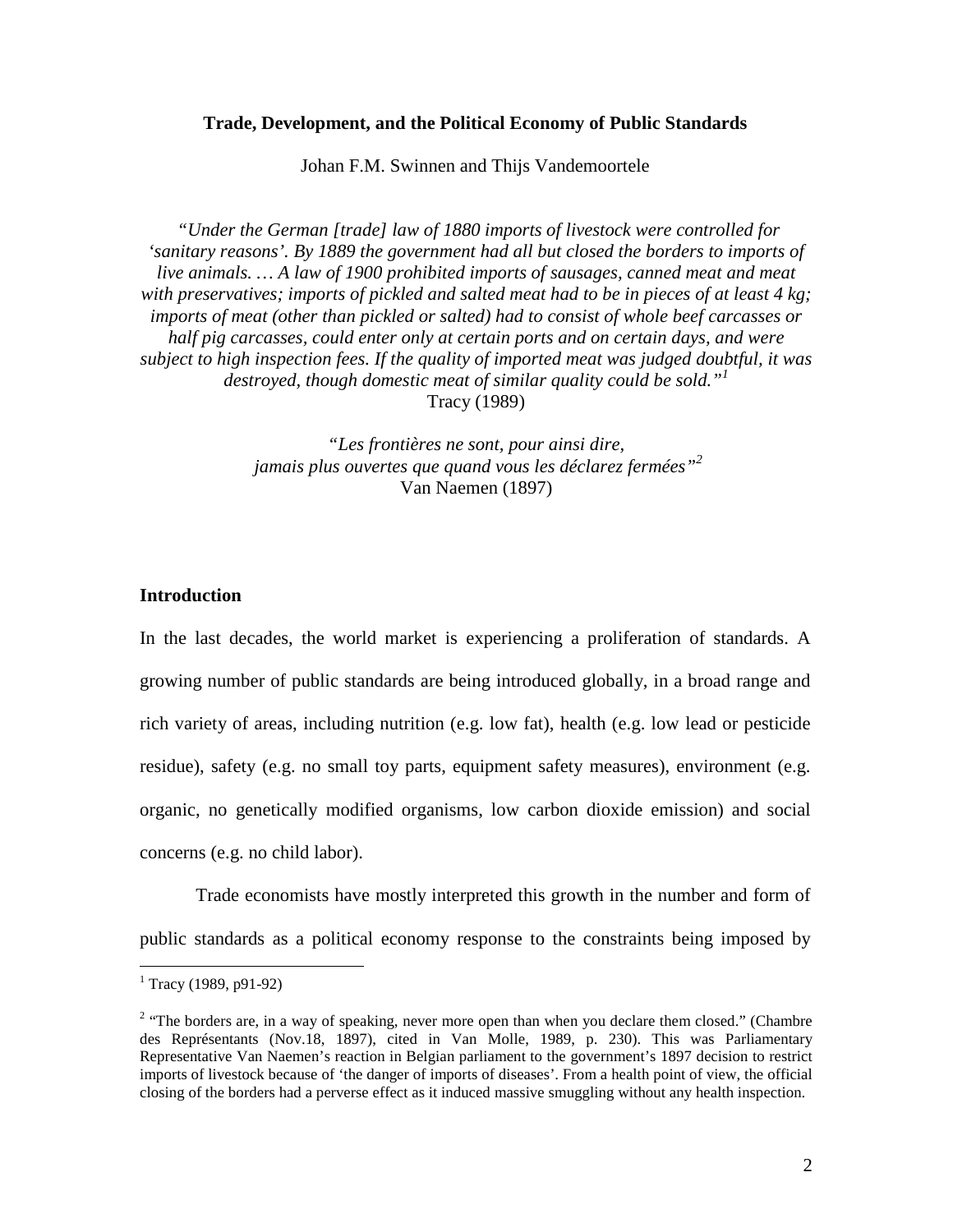**Trade, Development, and the Political Economy of Public Standards**

Johan F.M. Swinnen and Thijs Vandemoortele

*"Under the German [trade] law of 1880 imports of livestock were controlled for 'sanitary reasons'. By 1889 the government had all but closed the borders to imports of live animals. … A law of 1900 prohibited imports of sausages, canned meat and meat with preservatives; imports of pickled and salted meat had to be in pieces of at least 4 kg; imports of meat (other than pickled or salted) had to consist of whole beef carcasses or half pig carcasses, could enter only at certain ports and on certain days, and were subject to high inspection fees. If the quality of imported meat was judged doubtful, it was destroyed, though domestic meat of similar quality could be sold."*[1]
Tracy (1989)

*"Les frontières ne sont, pour ainsi dire, jamais plus ouvertes que quand vous les déclarez fermées"*[2]
Van Naemen (1897)

## Introduction

In the last decades, the world market is experiencing a proliferation of standards. A growing number of public standards are being introduced globally, in a broad range and rich variety of areas, including nutrition (e.g. low fat), health (e.g. low lead or pesticide residue), safety (e.g. no small toy parts, equipment safety measures), environment (e.g. organic, no genetically modified organisms, low carbon dioxide emission) and social concerns (e.g. no child labor).

Trade economists have mostly interpreted this growth in the number and form of public standards as a political economy response to the constraints being imposed by

---

[1] Tracy (1989, p91-92)

[2] "The borders are, in a way of speaking, never more open than when you declare them closed." (Chambre des Représentants (Nov.18, 1897), cited in Van Molle, 1989, p. 230). This was Parliamentary Representative Van Naemen's reaction in Belgian parliament to the government's 1897 decision to restrict imports of livestock because of 'the danger of imports of diseases'. From a health point of view, the official closing of the borders had a perverse effect as it induced massive smuggling without any health inspection.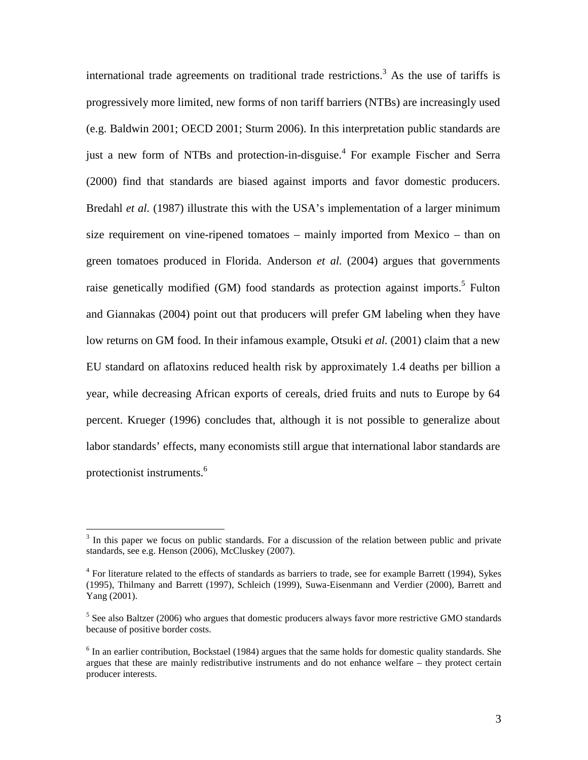international trade agreements on traditional trade restrictions.[3] As the use of tariffs is progressively more limited, new forms of non tariff barriers (NTBs) are increasingly used (e.g. Baldwin 2001; OECD 2001; Sturm 2006). In this interpretation public standards are just a new form of NTBs and protection-in-disguise.[4] For example Fischer and Serra (2000) find that standards are biased against imports and favor domestic producers. Bredahl *et al.* (1987) illustrate this with the USA's implementation of a larger minimum size requirement on vine-ripened tomatoes – mainly imported from Mexico – than on green tomatoes produced in Florida. Anderson *et al.* (2004) argues that governments raise genetically modified (GM) food standards as protection against imports.[5] Fulton and Giannakas (2004) point out that producers will prefer GM labeling when they have low returns on GM food. In their infamous example, Otsuki *et al.* (2001) claim that a new EU standard on aflatoxins reduced health risk by approximately 1.4 deaths per billion a year, while decreasing African exports of cereals, dried fruits and nuts to Europe by 64 percent. Krueger (1996) concludes that, although it is not possible to generalize about labor standards' effects, many economists still argue that international labor standards are protectionist instruments.[6]

---

[3] In this paper we focus on public standards. For a discussion of the relation between public and private standards, see e.g. Henson (2006), McCluskey (2007).

[4] For literature related to the effects of standards as barriers to trade, see for example Barrett (1994), Sykes (1995), Thilmany and Barrett (1997), Schleich (1999), Suwa-Eisenmann and Verdier (2000), Barrett and Yang (2001).

[5] See also Baltzer (2006) who argues that domestic producers always favor more restrictive GMO standards because of positive border costs.

[6] In an earlier contribution, Bockstael (1984) argues that the same holds for domestic quality standards. She argues that these are mainly redistributive instruments and do not enhance welfare – they protect certain producer interests.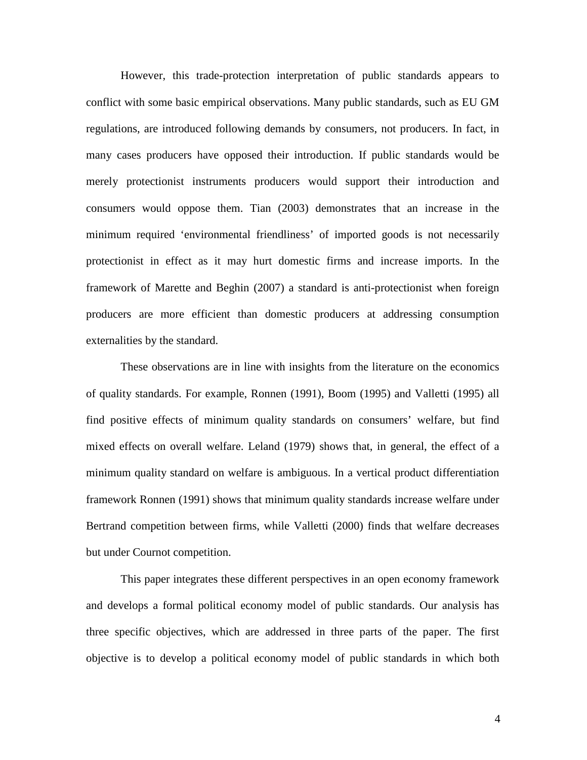However, this trade-protection interpretation of public standards appears to conflict with some basic empirical observations. Many public standards, such as EU GM regulations, are introduced following demands by consumers, not producers. In fact, in many cases producers have opposed their introduction. If public standards would be merely protectionist instruments producers would support their introduction and consumers would oppose them. Tian (2003) demonstrates that an increase in the minimum required 'environmental friendliness' of imported goods is not necessarily protectionist in effect as it may hurt domestic firms and increase imports. In the framework of Marette and Beghin (2007) a standard is anti-protectionist when foreign producers are more efficient than domestic producers at addressing consumption externalities by the standard.

These observations are in line with insights from the literature on the economics of quality standards. For example, Ronnen (1991), Boom (1995) and Valletti (1995) all find positive effects of minimum quality standards on consumers' welfare, but find mixed effects on overall welfare. Leland (1979) shows that, in general, the effect of a minimum quality standard on welfare is ambiguous. In a vertical product differentiation framework Ronnen (1991) shows that minimum quality standards increase welfare under Bertrand competition between firms, while Valletti (2000) finds that welfare decreases but under Cournot competition.

This paper integrates these different perspectives in an open economy framework and develops a formal political economy model of public standards. Our analysis has three specific objectives, which are addressed in three parts of the paper. The first objective is to develop a political economy model of public standards in which both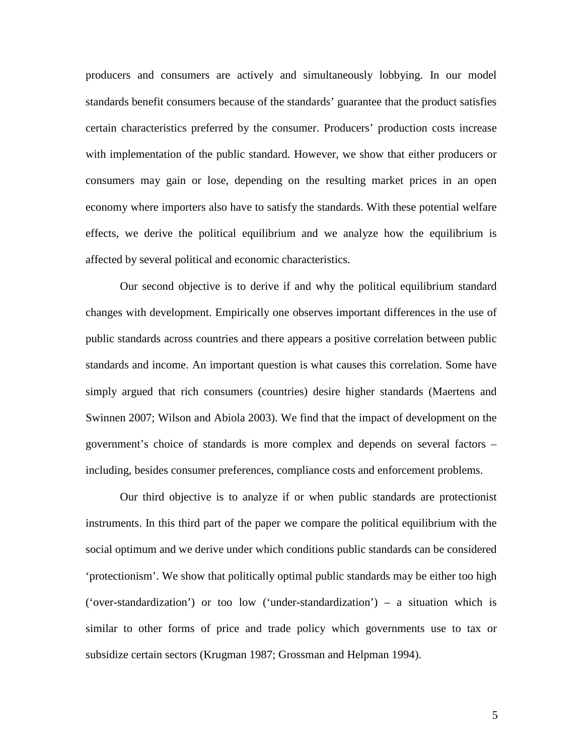producers and consumers are actively and simultaneously lobbying. In our model standards benefit consumers because of the standards' guarantee that the product satisfies certain characteristics preferred by the consumer. Producers' production costs increase with implementation of the public standard. However, we show that either producers or consumers may gain or lose, depending on the resulting market prices in an open economy where importers also have to satisfy the standards. With these potential welfare effects, we derive the political equilibrium and we analyze how the equilibrium is affected by several political and economic characteristics.

Our second objective is to derive if and why the political equilibrium standard changes with development. Empirically one observes important differences in the use of public standards across countries and there appears a positive correlation between public standards and income. An important question is what causes this correlation. Some have simply argued that rich consumers (countries) desire higher standards (Maertens and Swinnen 2007; Wilson and Abiola 2003). We find that the impact of development on the government's choice of standards is more complex and depends on several factors – including, besides consumer preferences, compliance costs and enforcement problems.

Our third objective is to analyze if or when public standards are protectionist instruments. In this third part of the paper we compare the political equilibrium with the social optimum and we derive under which conditions public standards can be considered 'protectionism'. We show that politically optimal public standards may be either too high ('over-standardization') or too low ('under-standardization') – a situation which is similar to other forms of price and trade policy which governments use to tax or subsidize certain sectors (Krugman 1987; Grossman and Helpman 1994).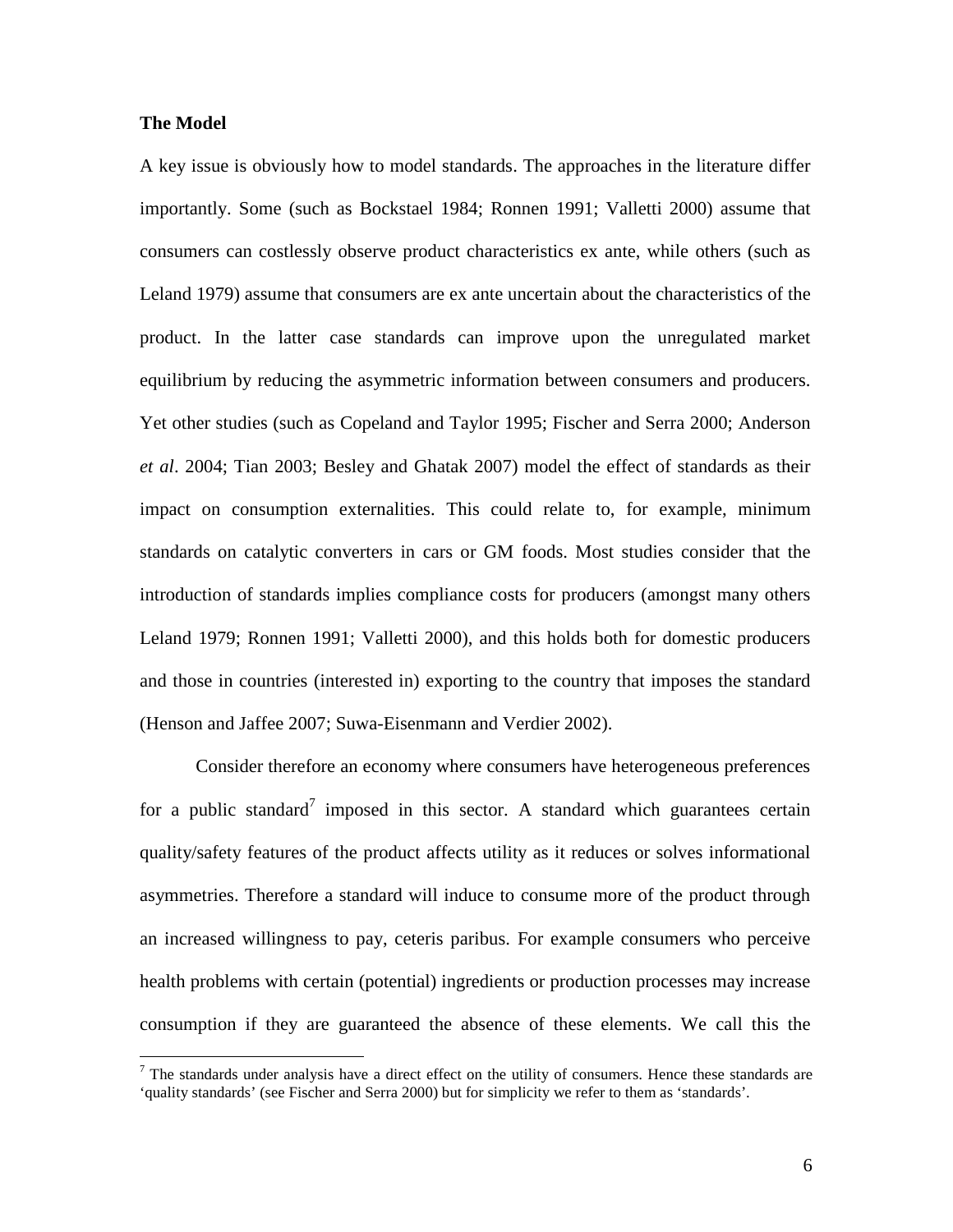**The Model**

A key issue is obviously how to model standards. The approaches in the literature differ importantly. Some (such as Bockstael 1984; Ronnen 1991; Valletti 2000) assume that consumers can costlessly observe product characteristics ex ante, while others (such as Leland 1979) assume that consumers are ex ante uncertain about the characteristics of the product. In the latter case standards can improve upon the unregulated market equilibrium by reducing the asymmetric information between consumers and producers. Yet other studies (such as Copeland and Taylor 1995; Fischer and Serra 2000; Anderson *et al*. 2004; Tian 2003; Besley and Ghatak 2007) model the effect of standards as their impact on consumption externalities. This could relate to, for example, minimum standards on catalytic converters in cars or GM foods. Most studies consider that the introduction of standards implies compliance costs for producers (amongst many others Leland 1979; Ronnen 1991; Valletti 2000), and this holds both for domestic producers and those in countries (interested in) exporting to the country that imposes the standard (Henson and Jaffee 2007; Suwa-Eisenmann and Verdier 2002).

Consider therefore an economy where consumers have heterogeneous preferences for a public standard[7] imposed in this sector. A standard which guarantees certain quality/safety features of the product affects utility as it reduces or solves informational asymmetries. Therefore a standard will induce to consume more of the product through an increased willingness to pay, ceteris paribus. For example consumers who perceive health problems with certain (potential) ingredients or production processes may increase consumption if they are guaranteed the absence of these elements. We call this the

[7] The standards under analysis have a direct effect on the utility of consumers. Hence these standards are 'quality standards' (see Fischer and Serra 2000) but for simplicity we refer to them as 'standards'.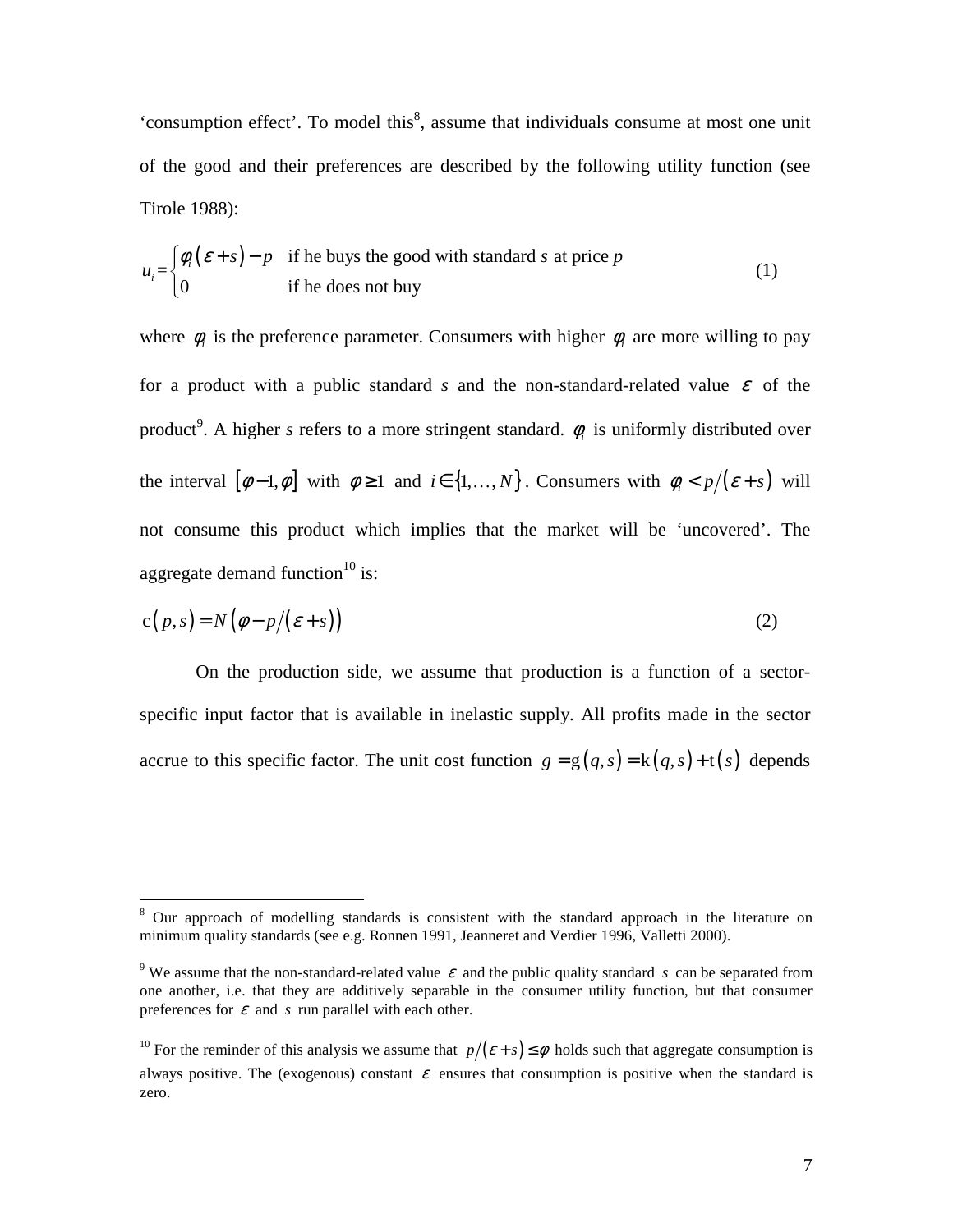'consumption effect'. To model this[8], assume that individuals consume at most one unit of the good and their preferences are described by the following utility function (see Tirole 1988):

$$u_i = \begin{cases} \phi_i(\varepsilon + s) - p & \text{if he buys the good with standard } s \text{ at price } p \\ 0 & \text{if he does not buy} \end{cases} \tag{1}$$

where $\phi_i$ is the preference parameter. Consumers with higher $\phi_i$ are more willing to pay for a product with a public standard $s$ and the non-standard-related value $\varepsilon$ of the product[9]. A higher $s$ refers to a more stringent standard. $\phi_i$ is uniformly distributed over the interval $[\phi - 1, \phi]$ with $\phi \geq 1$ and $i \in \{1, \ldots, N\}$. Consumers with $\phi_i < p/(\varepsilon + s)$ will not consume this product which implies that the market will be 'uncovered'. The aggregate demand function[10] is:

$$\mathrm{c}(p, s) = N\left(\phi - p/(\varepsilon + s)\right) \tag{2}$$

On the production side, we assume that production is a function of a sector-specific input factor that is available in inelastic supply. All profits made in the sector accrue to this specific factor. The unit cost function $g = \mathrm{g}(q, s) = \mathrm{k}(q, s) + \mathrm{t}(s)$ depends

---

[8] Our approach of modelling standards is consistent with the standard approach in the literature on minimum quality standards (see e.g. Ronnen 1991, Jeanneret and Verdier 1996, Valletti 2000).

[9] We assume that the non-standard-related value $\varepsilon$ and the public quality standard $s$ can be separated from one another, i.e. that they are additively separable in the consumer utility function, but that consumer preferences for $\varepsilon$ and $s$ run parallel with each other.

[10] For the reminder of this analysis we assume that $p/(\varepsilon + s) \leq \phi$ holds such that aggregate consumption is always positive. The (exogenous) constant $\varepsilon$ ensures that consumption is positive when the standard is zero.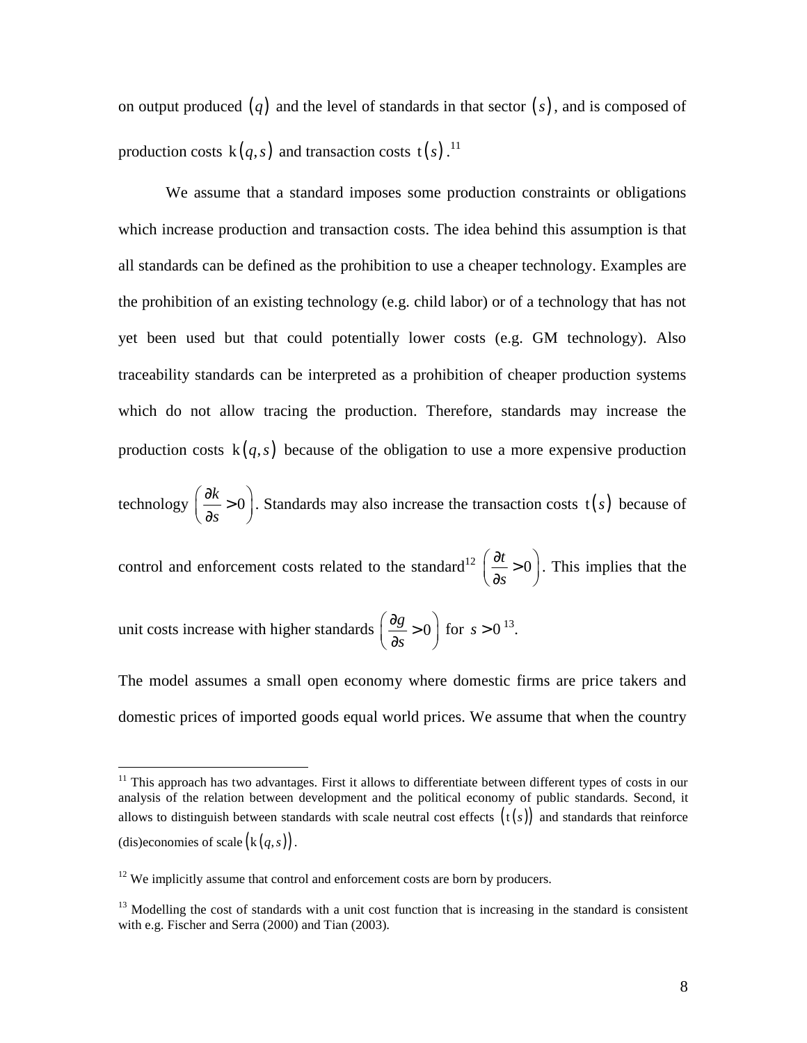on output produced $(q)$ and the level of standards in that sector $(s)$, and is composed of production costs $\mathrm{k}(q,s)$ and transaction costs $\mathrm{t}(s)$.[11]

We assume that a standard imposes some production constraints or obligations which increase production and transaction costs. The idea behind this assumption is that all standards can be defined as the prohibition to use a cheaper technology. Examples are the prohibition of an existing technology (e.g. child labor) or of a technology that has not yet been used but that could potentially lower costs (e.g. GM technology). Also traceability standards can be interpreted as a prohibition of cheaper production systems which do not allow tracing the production. Therefore, standards may increase the production costs $\mathrm{k}(q,s)$ because of the obligation to use a more expensive production technology $\left(\frac{\partial k}{\partial s}>0\right)$. Standards may also increase the transaction costs $\mathrm{t}(s)$ because of control and enforcement costs related to the standard[12] $\left(\frac{\partial t}{\partial s}>0\right)$. This implies that the unit costs increase with higher standards $\left(\frac{\partial g}{\partial s}>0\right)$ for $s>0$[13].

The model assumes a small open economy where domestic firms are price takers and domestic prices of imported goods equal world prices. We assume that when the country

---

[11] This approach has two advantages. First it allows to differentiate between different types of costs in our analysis of the relation between development and the political economy of public standards. Second, it allows to distinguish between standards with scale neutral cost effects $(\mathrm{t}(s))$ and standards that reinforce (dis)economies of scale $(\mathrm{k}(q,s))$.

[12] We implicitly assume that control and enforcement costs are born by producers.

[13] Modelling the cost of standards with a unit cost function that is increasing in the standard is consistent with e.g. Fischer and Serra (2000) and Tian (2003).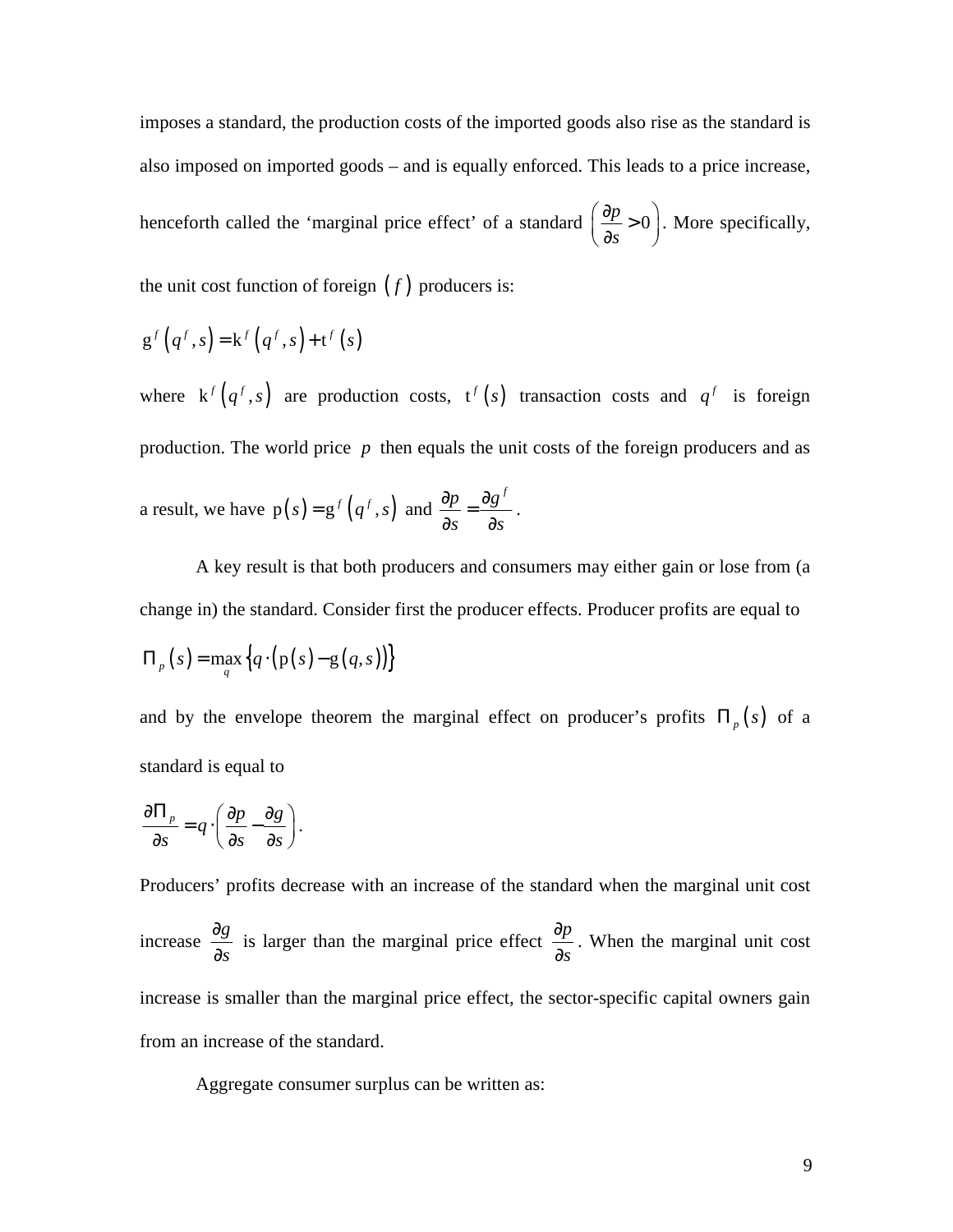imposes a standard, the production costs of the imported goods also rise as the standard is also imposed on imported goods – and is equally enforced. This leads to a price increase, henceforth called the 'marginal price effect' of a standard $\left(\frac{\partial p}{\partial s} > 0\right)$. More specifically, the unit cost function of foreign $(f)$ producers is:

$$\mathrm{g}^f\left(q^f, s\right) = \mathrm{k}^f\left(q^f, s\right) + \mathrm{t}^f\left(s\right)$$

where $\mathrm{k}^f\left(q^f, s\right)$ are production costs, $\mathrm{t}^f\left(s\right)$ transaction costs and $q^f$ is foreign production. The world price $p$ then equals the unit costs of the foreign producers and as a result, we have $\mathrm{p}(s) = \mathrm{g}^f\left(q^f, s\right)$ and $\frac{\partial p}{\partial s} = \frac{\partial g^f}{\partial s}$.

A key result is that both producers and consumers may either gain or lose from (a change in) the standard. Consider first the producer effects. Producer profits are equal to

$$\Pi_p\left(s\right) = \max_q \left\{q \cdot \left(\mathrm{p}\left(s\right) - \mathrm{g}\left(q, s\right)\right)\right\}$$

and by the envelope theorem the marginal effect on producer's profits $\Pi_p\left(s\right)$ of a standard is equal to

$$\frac{\partial \Pi_p}{\partial s} = q \cdot \left(\frac{\partial p}{\partial s} - \frac{\partial g}{\partial s}\right).$$

Producers' profits decrease with an increase of the standard when the marginal unit cost increase $\frac{\partial g}{\partial s}$ is larger than the marginal price effect $\frac{\partial p}{\partial s}$. When the marginal unit cost increase is smaller than the marginal price effect, the sector-specific capital owners gain from an increase of the standard.

Aggregate consumer surplus can be written as: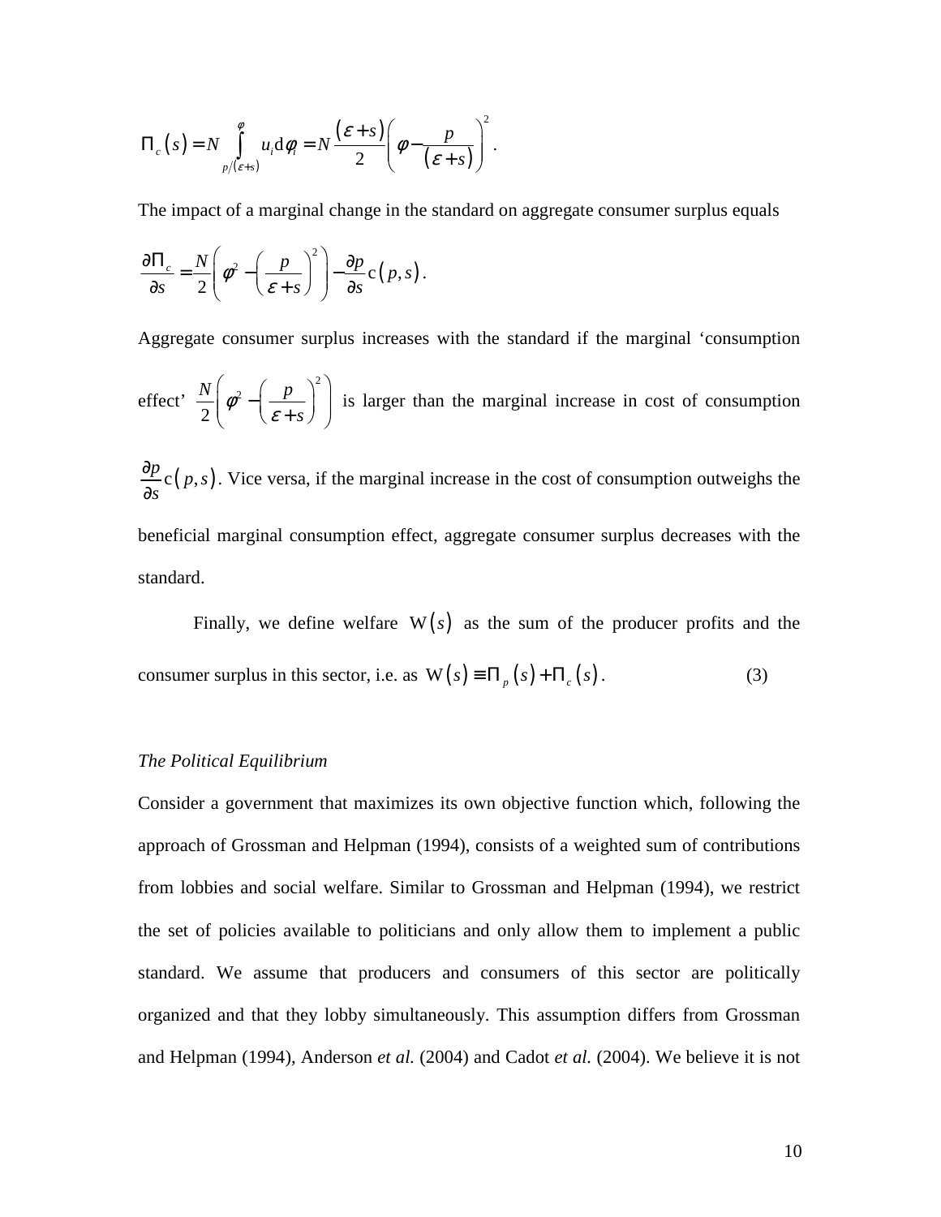$$\Pi_c(s) = N\int_{p/(\varepsilon+s)}^{\varphi} u_i \mathrm{d}\varphi_i = N\frac{(\varepsilon+s)}{2}\left(\varphi - \frac{p}{(\varepsilon+s)}\right)^2.$$

The impact of a marginal change in the standard on aggregate consumer surplus equals

$$\frac{\partial \Pi_c}{\partial s} = \frac{N}{2}\left(\varphi^2 - \left(\frac{p}{\varepsilon+s}\right)^2\right) - \frac{\partial p}{\partial s}\mathrm{c}(p,s).$$

Aggregate consumer surplus increases with the standard if the marginal 'consumption effect' $\frac{N}{2}\left(\varphi^2 - \left(\frac{p}{\varepsilon+s}\right)^2\right)$ is larger than the marginal increase in cost of consumption $\frac{\partial p}{\partial s}\mathrm{c}(p,s)$. Vice versa, if the marginal increase in the cost of consumption outweighs the beneficial marginal consumption effect, aggregate consumer surplus decreases with the standard.

Finally, we define welfare $\mathrm{W}(s)$ as the sum of the producer profits and the consumer surplus in this sector, i.e. as $\mathrm{W}(s) \equiv \Pi_p(s) + \Pi_c(s)$. (3)

*The Political Equilibrium*

Consider a government that maximizes its own objective function which, following the approach of Grossman and Helpman (1994), consists of a weighted sum of contributions from lobbies and social welfare. Similar to Grossman and Helpman (1994), we restrict the set of policies available to politicians and only allow them to implement a public standard. We assume that producers and consumers of this sector are politically organized and that they lobby simultaneously. This assumption differs from Grossman and Helpman (1994), Anderson *et al.* (2004) and Cadot *et al.* (2004). We believe it is not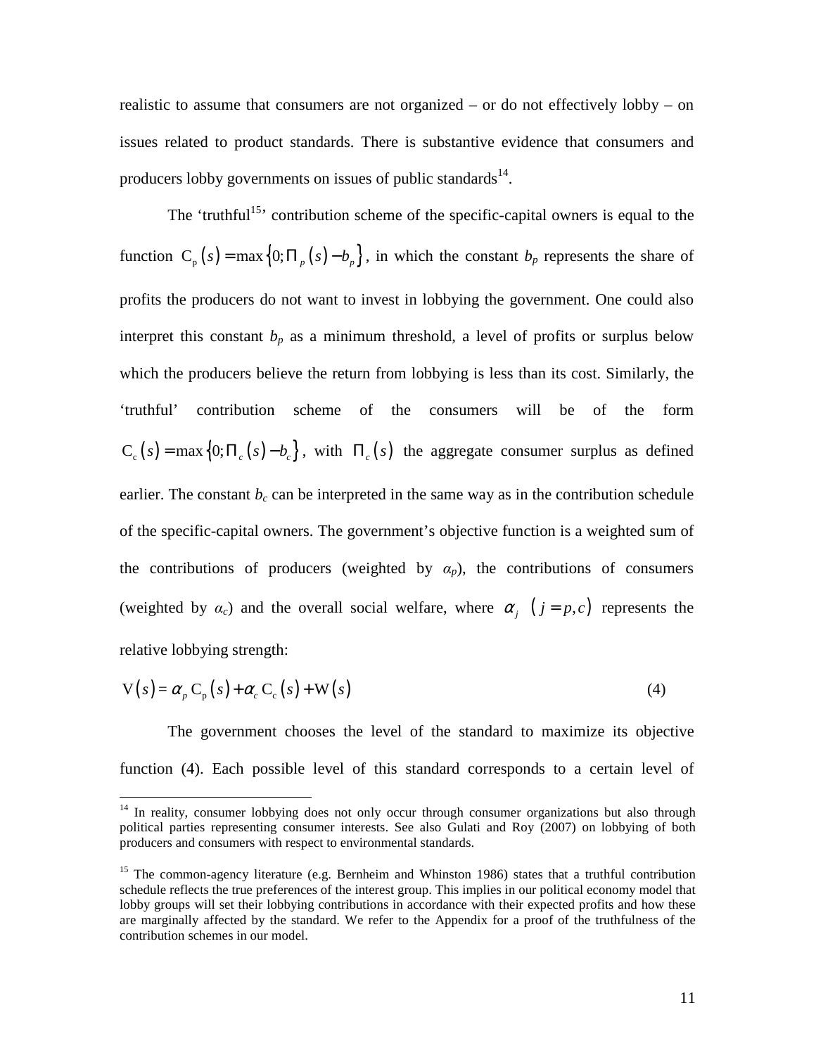realistic to assume that consumers are not organized – or do not effectively lobby – on issues related to product standards. There is substantive evidence that consumers and producers lobby governments on issues of public standards[14].

The 'truthful[15]' contribution scheme of the specific-capital owners is equal to the function $C_p(s) = \max\{0; \Pi_p(s) - b_p\}$, in which the constant $b_p$ represents the share of profits the producers do not want to invest in lobbying the government. One could also interpret this constant $b_p$ as a minimum threshold, a level of profits or surplus below which the producers believe the return from lobbying is less than its cost. Similarly, the 'truthful' contribution scheme of the consumers will be of the form $C_c(s) = \max\{0; \Pi_c(s) - b_c\}$, with $\Pi_c(s)$ the aggregate consumer surplus as defined earlier. The constant $b_c$ can be interpreted in the same way as in the contribution schedule of the specific-capital owners. The government's objective function is a weighted sum of the contributions of producers (weighted by $\alpha_p$), the contributions of consumers (weighted by $\alpha_c$) and the overall social welfare, where $\alpha_j$ $(j = p, c)$ represents the relative lobbying strength:

$$V(s) = \alpha_p C_p(s) + \alpha_c C_c(s) + W(s) \tag{4}$$

The government chooses the level of the standard to maximize its objective function (4). Each possible level of this standard corresponds to a certain level of

---

[14] In reality, consumer lobbying does not only occur through consumer organizations but also through political parties representing consumer interests. See also Gulati and Roy (2007) on lobbying of both producers and consumers with respect to environmental standards.

[15] The common-agency literature (e.g. Bernheim and Whinston 1986) states that a truthful contribution schedule reflects the true preferences of the interest group. This implies in our political economy model that lobby groups will set their lobbying contributions in accordance with their expected profits and how these are marginally affected by the standard. We refer to the Appendix for a proof of the truthfulness of the contribution schemes in our model.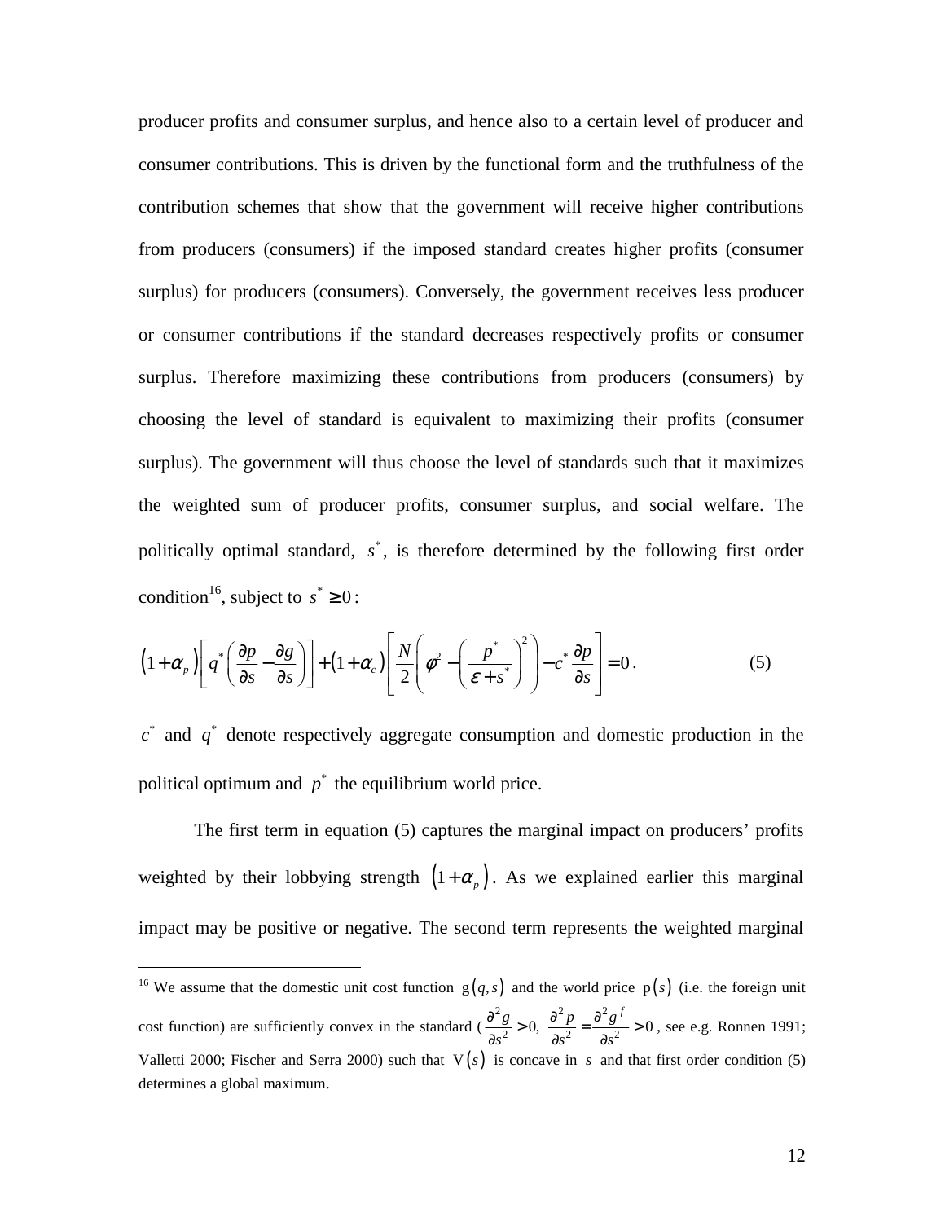producer profits and consumer surplus, and hence also to a certain level of producer and consumer contributions. This is driven by the functional form and the truthfulness of the contribution schemes that show that the government will receive higher contributions from producers (consumers) if the imposed standard creates higher profits (consumer surplus) for producers (consumers). Conversely, the government receives less producer or consumer contributions if the standard decreases respectively profits or consumer surplus. Therefore maximizing these contributions from producers (consumers) by choosing the level of standard is equivalent to maximizing their profits (consumer surplus). The government will thus choose the level of standards such that it maximizes the weighted sum of producer profits, consumer surplus, and social welfare. The politically optimal standard, $s^*$, is therefore determined by the following first order condition[16], subject to $s^* \geq 0$:

$$\left(1+\alpha_p\right)\left[q^*\left(\frac{\partial p}{\partial s}-\frac{\partial g}{\partial s}\right)\right]+\left(1+\alpha_c\right)\left[\frac{N}{2}\left(\phi^2-\left(\frac{p^*}{\varepsilon+s^*}\right)^2\right)-c^*\frac{\partial p}{\partial s}\right]=0. \tag{5}$$

$c^*$ and $q^*$ denote respectively aggregate consumption and domestic production in the political optimum and $p^*$ the equilibrium world price.

The first term in equation (5) captures the marginal impact on producers' profits weighted by their lobbying strength $\left(1+\alpha_p\right)$. As we explained earlier this marginal impact may be positive or negative. The second term represents the weighted marginal

[16] We assume that the domestic unit cost function $g(q,s)$ and the world price $p(s)$ (i.e. the foreign unit cost function) are sufficiently convex in the standard ($\frac{\partial^2 g}{\partial s^2}>0$, $\frac{\partial^2 p}{\partial s^2}=\frac{\partial^2 g^f}{\partial s^2}>0$, see e.g. Ronnen 1991; Valletti 2000; Fischer and Serra 2000) such that $V(s)$ is concave in $s$ and that first order condition (5) determines a global maximum.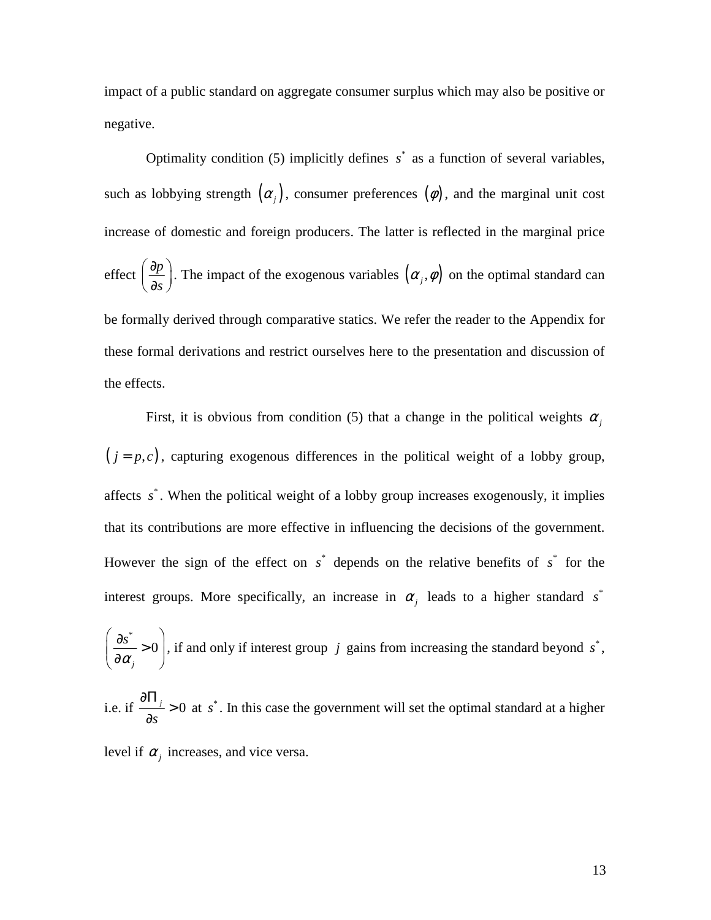impact of a public standard on aggregate consumer surplus which may also be positive or negative.

Optimality condition (5) implicitly defines $s^*$ as a function of several variables, such as lobbying strength $(\alpha_j)$, consumer preferences $(\varphi)$, and the marginal unit cost increase of domestic and foreign producers. The latter is reflected in the marginal price effect $\left(\frac{\partial p}{\partial s}\right)$. The impact of the exogenous variables $(\alpha_j, \varphi)$ on the optimal standard can be formally derived through comparative statics. We refer the reader to the Appendix for these formal derivations and restrict ourselves here to the presentation and discussion of the effects.

First, it is obvious from condition (5) that a change in the political weights $\alpha_j$ $(j = p, c)$, capturing exogenous differences in the political weight of a lobby group, affects $s^*$. When the political weight of a lobby group increases exogenously, it implies that its contributions are more effective in influencing the decisions of the government. However the sign of the effect on $s^*$ depends on the relative benefits of $s^*$ for the interest groups. More specifically, an increase in $\alpha_j$ leads to a higher standard $s^*$ $\left(\frac{\partial s^*}{\partial \alpha_j} > 0\right)$, if and only if interest group $j$ gains from increasing the standard beyond $s^*$, i.e. if $\frac{\partial \Pi_j}{\partial s} > 0$ at $s^*$. In this case the government will set the optimal standard at a higher level if $\alpha_j$ increases, and vice versa.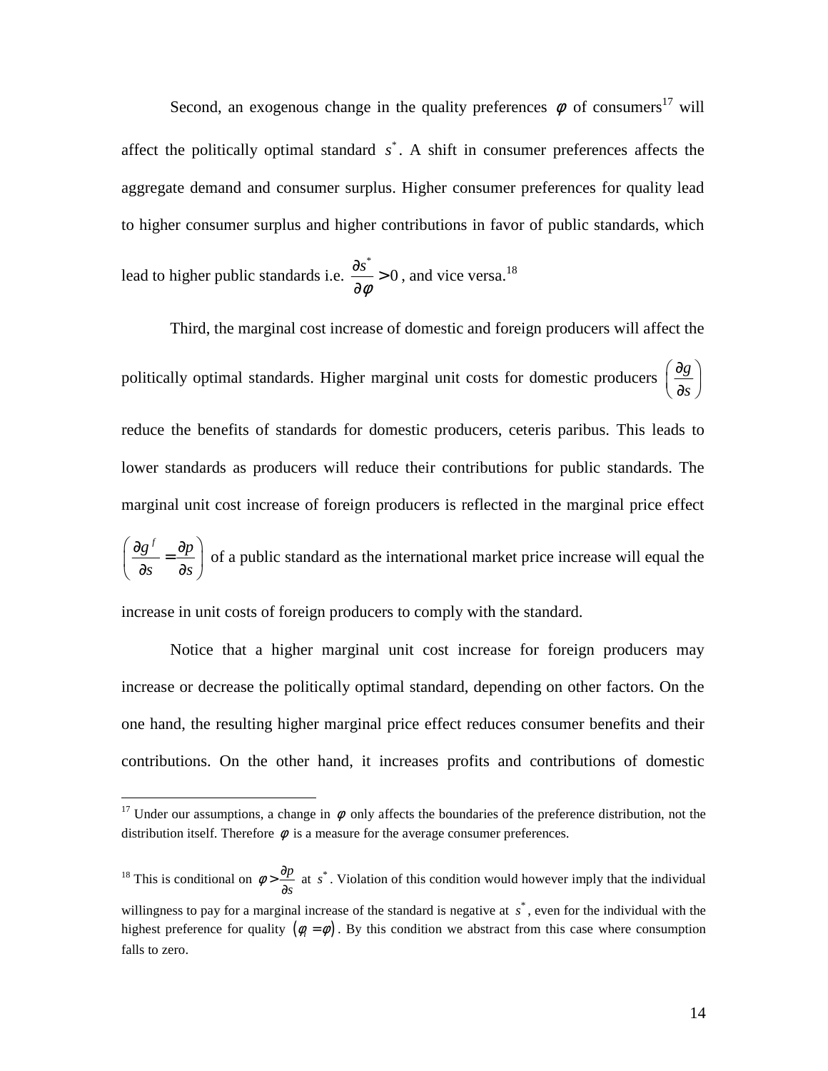Second, an exogenous change in the quality preferences $\phi$ of consumers[17] will affect the politically optimal standard $s^*$. A shift in consumer preferences affects the aggregate demand and consumer surplus. Higher consumer preferences for quality lead to higher consumer surplus and higher contributions in favor of public standards, which lead to higher public standards i.e. $\frac{\partial s^*}{\partial \phi} > 0$, and vice versa.[18]

Third, the marginal cost increase of domestic and foreign producers will affect the politically optimal standards. Higher marginal unit costs for domestic producers $\left(\frac{\partial g}{\partial s}\right)$ reduce the benefits of standards for domestic producers, ceteris paribus. This leads to lower standards as producers will reduce their contributions for public standards. The marginal unit cost increase of foreign producers is reflected in the marginal price effect $\left(\frac{\partial g^f}{\partial s} = \frac{\partial p}{\partial s}\right)$ of a public standard as the international market price increase will equal the increase in unit costs of foreign producers to comply with the standard.

Notice that a higher marginal unit cost increase for foreign producers may increase or decrease the politically optimal standard, depending on other factors. On the one hand, the resulting higher marginal price effect reduces consumer benefits and their contributions. On the other hand, it increases profits and contributions of domestic

---

[17] Under our assumptions, a change in $\phi$ only affects the boundaries of the preference distribution, not the distribution itself. Therefore $\phi$ is a measure for the average consumer preferences.

[18] This is conditional on $\phi > \frac{\partial p}{\partial s}$ at $s^*$. Violation of this condition would however imply that the individual willingness to pay for a marginal increase of the standard is negative at $s^*$, even for the individual with the highest preference for quality $(\phi_i = \phi)$. By this condition we abstract from this case where consumption falls to zero.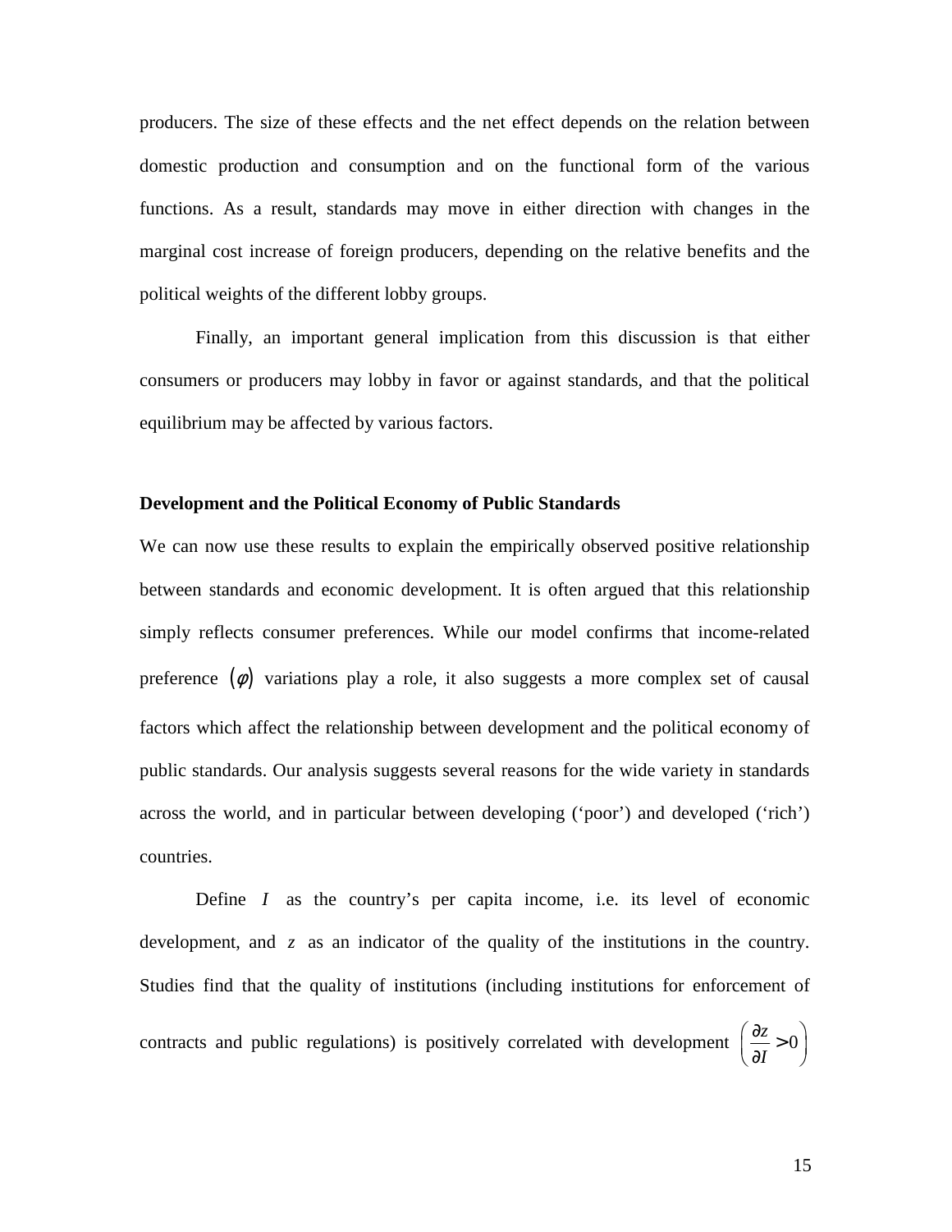producers. The size of these effects and the net effect depends on the relation between domestic production and consumption and on the functional form of the various functions. As a result, standards may move in either direction with changes in the marginal cost increase of foreign producers, depending on the relative benefits and the political weights of the different lobby groups.

Finally, an important general implication from this discussion is that either consumers or producers may lobby in favor or against standards, and that the political equilibrium may be affected by various factors.

### Development and the Political Economy of Public Standards

We can now use these results to explain the empirically observed positive relationship between standards and economic development. It is often argued that this relationship simply reflects consumer preferences. While our model confirms that income-related preference $(\phi)$ variations play a role, it also suggests a more complex set of causal factors which affect the relationship between development and the political economy of public standards. Our analysis suggests several reasons for the wide variety in standards across the world, and in particular between developing ('poor') and developed ('rich') countries.

Define $I$ as the country's per capita income, i.e. its level of economic development, and $z$ as an indicator of the quality of the institutions in the country. Studies find that the quality of institutions (including institutions for enforcement of contracts and public regulations) is positively correlated with development $\left(\frac{\partial z}{\partial I} > 0\right)$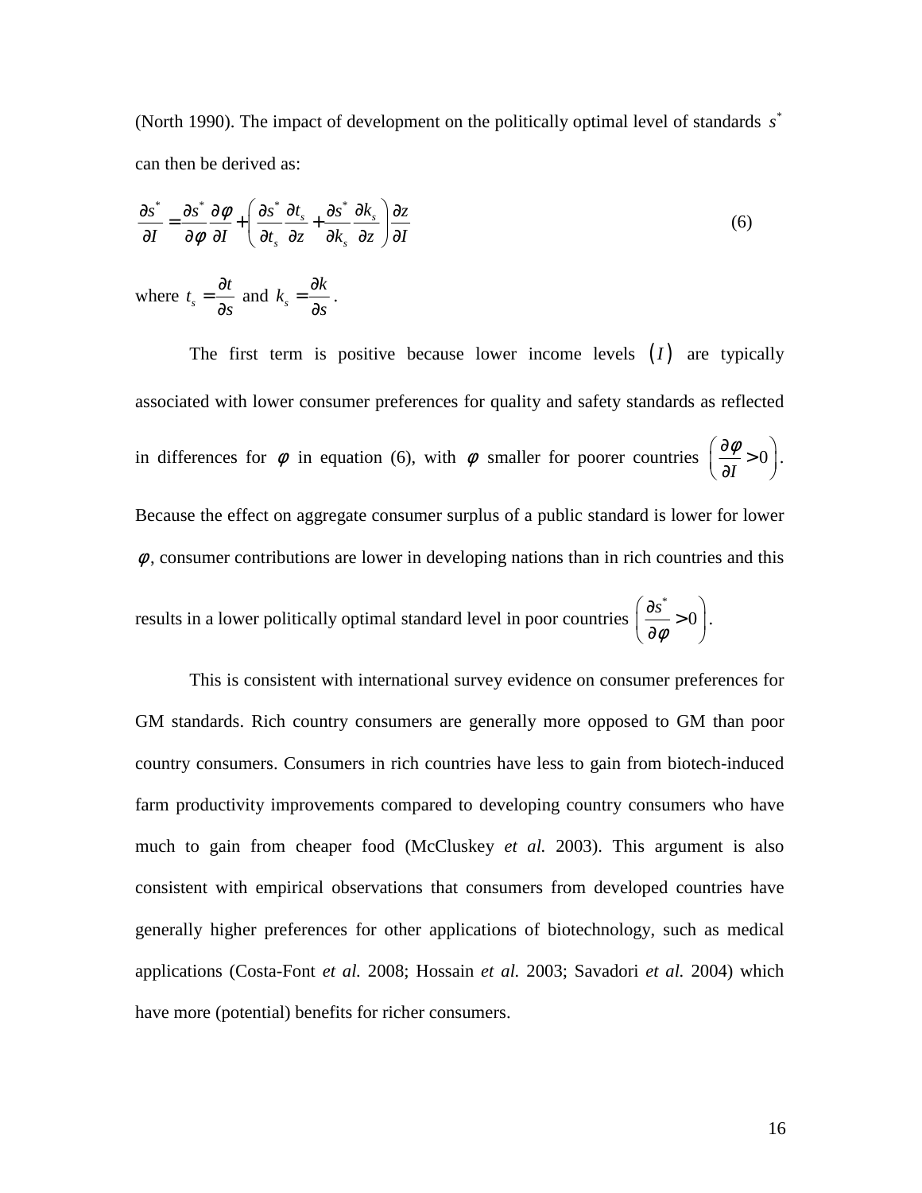(North 1990). The impact of development on the politically optimal level of standards $s^*$ can then be derived as:

$$\frac{\partial s^*}{\partial I} = \frac{\partial s^*}{\partial \phi}\frac{\partial \phi}{\partial I} + \left( \frac{\partial s^*}{\partial t_s}\frac{\partial t_s}{\partial z} + \frac{\partial s^*}{\partial k_s}\frac{\partial k_s}{\partial z} \right)\frac{\partial z}{\partial I} \tag{6}$$

where $t_s = \frac{\partial t}{\partial s}$ and $k_s = \frac{\partial k}{\partial s}$.

The first term is positive because lower income levels $(I)$ are typically associated with lower consumer preferences for quality and safety standards as reflected in differences for $\phi$ in equation (6), with $\phi$ smaller for poorer countries $\left( \frac{\partial \phi}{\partial I} > 0 \right)$. Because the effect on aggregate consumer surplus of a public standard is lower for lower $\phi$, consumer contributions are lower in developing nations than in rich countries and this results in a lower politically optimal standard level in poor countries $\left( \frac{\partial s^*}{\partial \phi} > 0 \right)$.

This is consistent with international survey evidence on consumer preferences for GM standards. Rich country consumers are generally more opposed to GM than poor country consumers. Consumers in rich countries have less to gain from biotech-induced farm productivity improvements compared to developing country consumers who have much to gain from cheaper food (McCluskey *et al.* 2003). This argument is also consistent with empirical observations that consumers from developed countries have generally higher preferences for other applications of biotechnology, such as medical applications (Costa-Font *et al.* 2008; Hossain *et al.* 2003; Savadori *et al.* 2004) which have more (potential) benefits for richer consumers.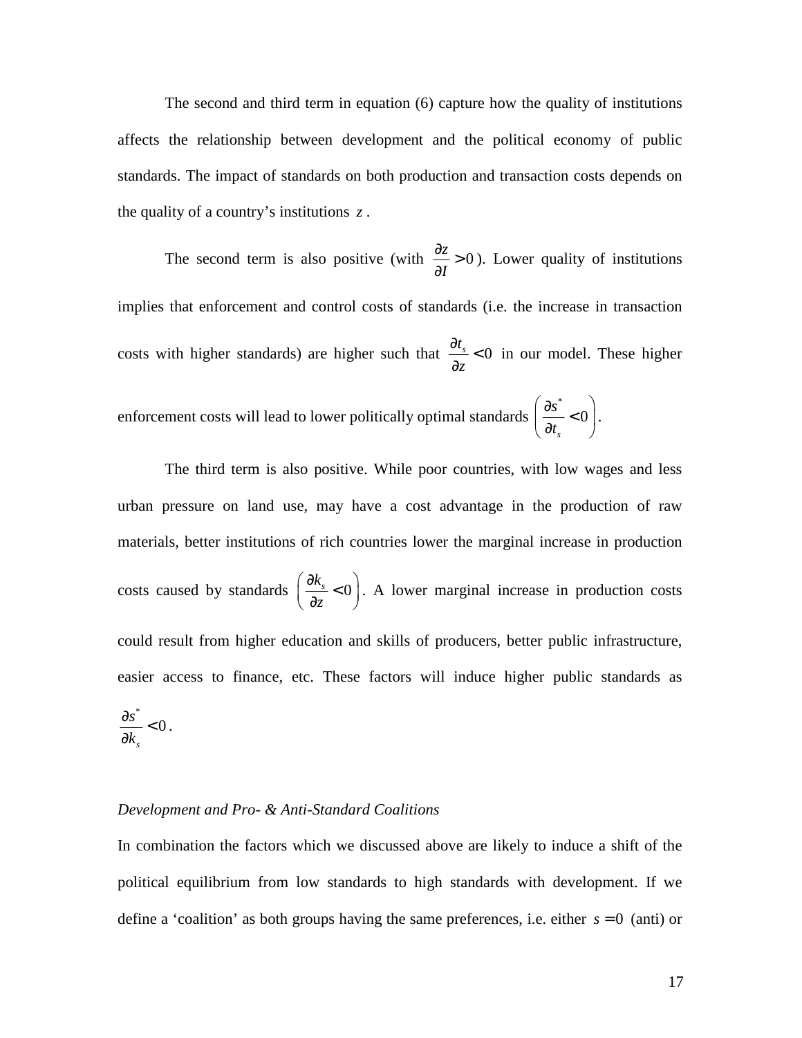The second and third term in equation (6) capture how the quality of institutions affects the relationship between development and the political economy of public standards. The impact of standards on both production and transaction costs depends on the quality of a country's institutions $z$.

The second term is also positive (with $\frac{\partial z}{\partial I} > 0$). Lower quality of institutions implies that enforcement and control costs of standards (i.e. the increase in transaction costs with higher standards) are higher such that $\frac{\partial t_s}{\partial z} < 0$ in our model. These higher enforcement costs will lead to lower politically optimal standards $\left( \frac{\partial s^*}{\partial t_s} < 0 \right)$.

The third term is also positive. While poor countries, with low wages and less urban pressure on land use, may have a cost advantage in the production of raw materials, better institutions of rich countries lower the marginal increase in production costs caused by standards $\left( \frac{\partial k_s}{\partial z} < 0 \right)$. A lower marginal increase in production costs could result from higher education and skills of producers, better public infrastructure, easier access to finance, etc. These factors will induce higher public standards as $\frac{\partial s^*}{\partial k_s} < 0$.

*Development and Pro- & Anti-Standard Coalitions*

In combination the factors which we discussed above are likely to induce a shift of the political equilibrium from low standards to high standards with development. If we define a 'coalition' as both groups having the same preferences, i.e. either $s = 0$ (anti) or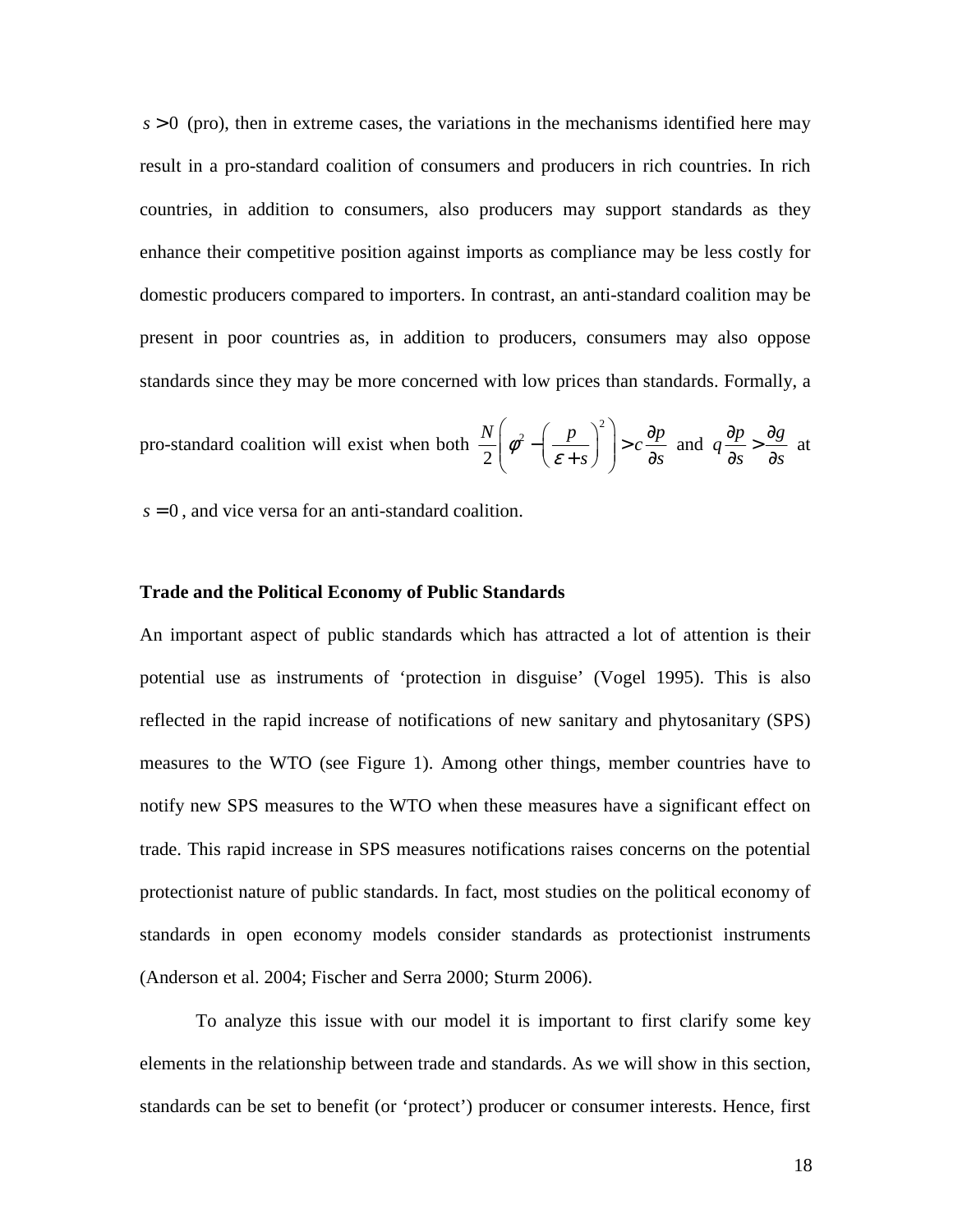$s > 0$ (pro), then in extreme cases, the variations in the mechanisms identified here may result in a pro-standard coalition of consumers and producers in rich countries. In rich countries, in addition to consumers, also producers may support standards as they enhance their competitive position against imports as compliance may be less costly for domestic producers compared to importers. In contrast, an anti-standard coalition may be present in poor countries as, in addition to producers, consumers may also oppose standards since they may be more concerned with low prices than standards. Formally, a pro-standard coalition will exist when both $\frac{N}{2}\left(\phi^2 - \left(\frac{p}{\varepsilon + s}\right)^2\right) > c\frac{\partial p}{\partial s}$ and $q\frac{\partial p}{\partial s} > \frac{\partial g}{\partial s}$ at $s = 0$, and vice versa for an anti-standard coalition.

**Trade and the Political Economy of Public Standards**

An important aspect of public standards which has attracted a lot of attention is their potential use as instruments of 'protection in disguise' (Vogel 1995). This is also reflected in the rapid increase of notifications of new sanitary and phytosanitary (SPS) measures to the WTO (see Figure 1). Among other things, member countries have to notify new SPS measures to the WTO when these measures have a significant effect on trade. This rapid increase in SPS measures notifications raises concerns on the potential protectionist nature of public standards. In fact, most studies on the political economy of standards in open economy models consider standards as protectionist instruments (Anderson et al. 2004; Fischer and Serra 2000; Sturm 2006).

To analyze this issue with our model it is important to first clarify some key elements in the relationship between trade and standards. As we will show in this section, standards can be set to benefit (or 'protect') producer or consumer interests. Hence, first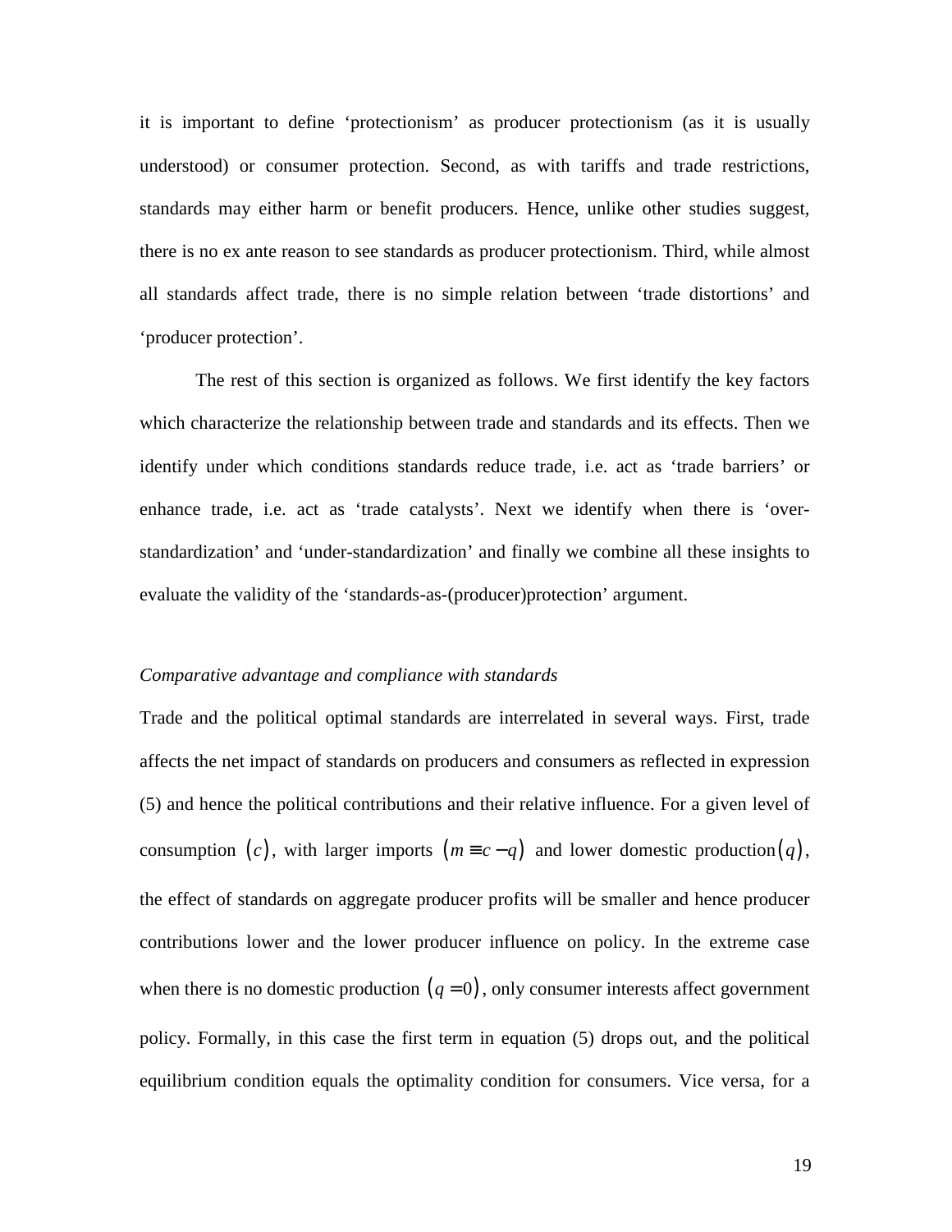it is important to define ‘protectionism’ as producer protectionism (as it is usually understood) or consumer protection. Second, as with tariffs and trade restrictions, standards may either harm or benefit producers. Hence, unlike other studies suggest, there is no ex ante reason to see standards as producer protectionism. Third, while almost all standards affect trade, there is no simple relation between ‘trade distortions’ and ‘producer protection’.

The rest of this section is organized as follows. We first identify the key factors which characterize the relationship between trade and standards and its effects. Then we identify under which conditions standards reduce trade, i.e. act as ‘trade barriers’ or enhance trade, i.e. act as ‘trade catalysts’. Next we identify when there is ‘over-standardization’ and ‘under-standardization’ and finally we combine all these insights to evaluate the validity of the ‘standards-as-(producer)protection’ argument.

*Comparative advantage and compliance with standards*

Trade and the political optimal standards are interrelated in several ways. First, trade affects the net impact of standards on producers and consumers as reflected in expression (5) and hence the political contributions and their relative influence. For a given level of consumption $(c)$, with larger imports $(m \equiv c - q)$ and lower domestic production $(q)$, the effect of standards on aggregate producer profits will be smaller and hence producer contributions lower and the lower producer influence on policy. In the extreme case when there is no domestic production $(q = 0)$, only consumer interests affect government policy. Formally, in this case the first term in equation (5) drops out, and the political equilibrium condition equals the optimality condition for consumers. Vice versa, for a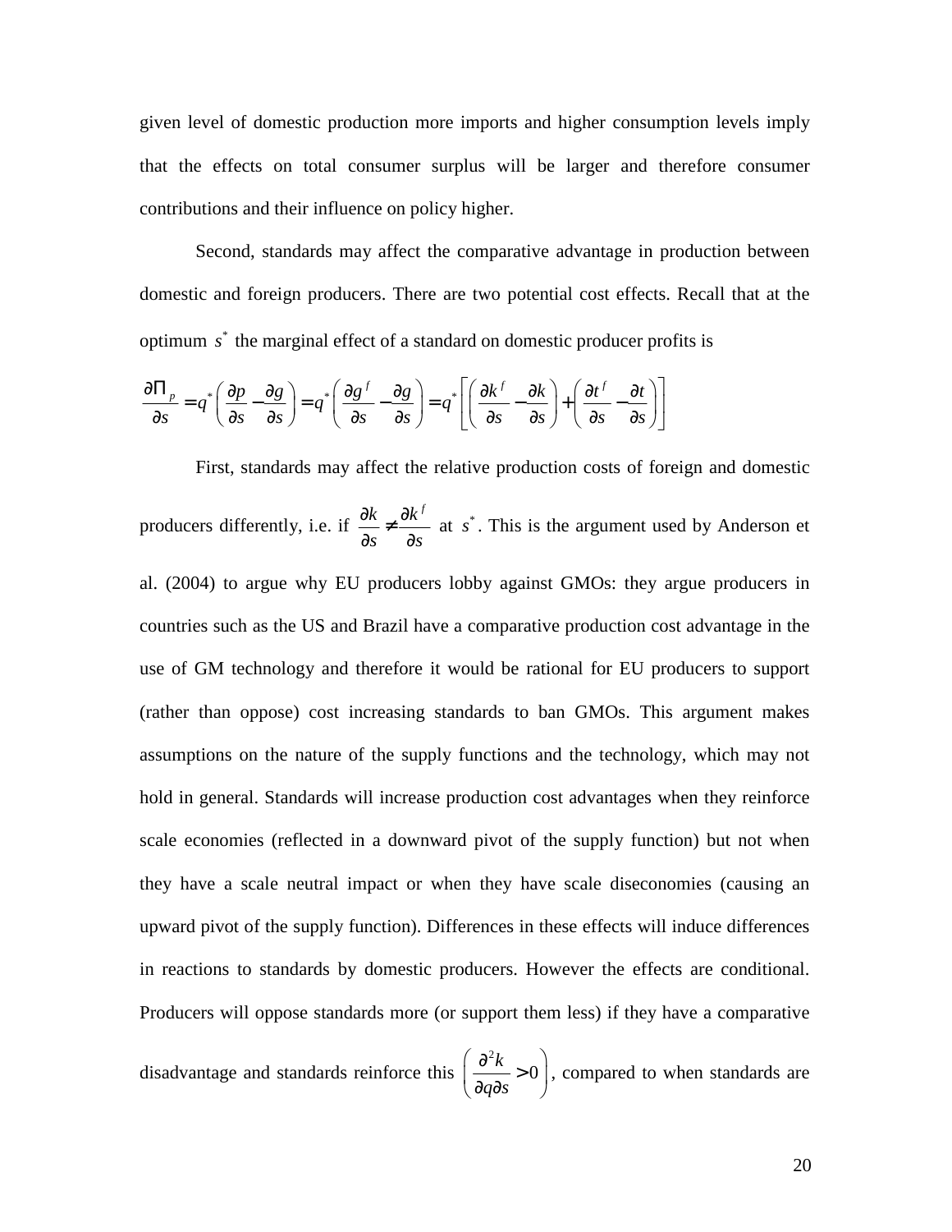given level of domestic production more imports and higher consumption levels imply that the effects on total consumer surplus will be larger and therefore consumer contributions and their influence on policy higher.

Second, standards may affect the comparative advantage in production between domestic and foreign producers. There are two potential cost effects. Recall that at the optimum $s^*$ the marginal effect of a standard on domestic producer profits is

$$\frac{\partial \Pi_p}{\partial s} = q^* \left( \frac{\partial p}{\partial s} - \frac{\partial g}{\partial s} \right) = q^* \left( \frac{\partial g^f}{\partial s} - \frac{\partial g}{\partial s} \right) = q^* \left[ \left( \frac{\partial k^f}{\partial s} - \frac{\partial k}{\partial s} \right) + \left( \frac{\partial t^f}{\partial s} - \frac{\partial t}{\partial s} \right) \right]$$

First, standards may affect the relative production costs of foreign and domestic producers differently, i.e. if $\frac{\partial k}{\partial s} \neq \frac{\partial k^f}{\partial s}$ at $s^*$. This is the argument used by Anderson et al. (2004) to argue why EU producers lobby against GMOs: they argue producers in countries such as the US and Brazil have a comparative production cost advantage in the use of GM technology and therefore it would be rational for EU producers to support (rather than oppose) cost increasing standards to ban GMOs. This argument makes assumptions on the nature of the supply functions and the technology, which may not hold in general. Standards will increase production cost advantages when they reinforce scale economies (reflected in a downward pivot of the supply function) but not when they have a scale neutral impact or when they have scale diseconomies (causing an upward pivot of the supply function). Differences in these effects will induce differences in reactions to standards by domestic producers. However the effects are conditional. Producers will oppose standards more (or support them less) if they have a comparative disadvantage and standards reinforce this $\left( \frac{\partial^2 k}{\partial q \partial s} > 0 \right)$, compared to when standards are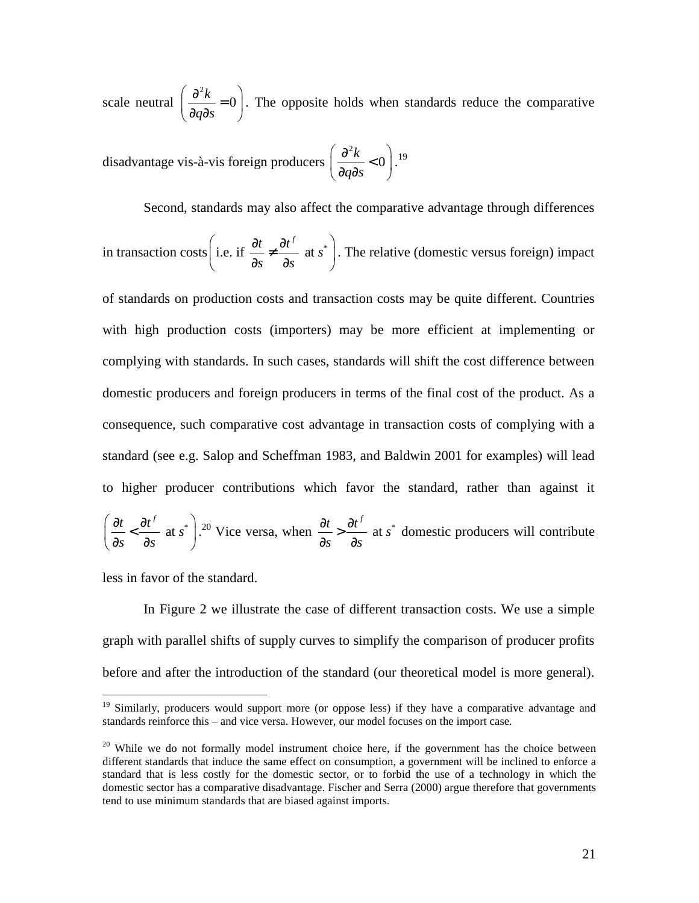scale neutral $\left(\frac{\partial^2 k}{\partial q \partial s} = 0\right)$. The opposite holds when standards reduce the comparative disadvantage vis-à-vis foreign producers $\left(\frac{\partial^2 k}{\partial q \partial s} < 0\right)$.[19]

Second, standards may also affect the comparative advantage through differences in transaction costs $\left(\text{i.e. if } \frac{\partial t}{\partial s} \neq \frac{\partial t^f}{\partial s} \text{ at } s^*\right)$. The relative (domestic versus foreign) impact of standards on production costs and transaction costs may be quite different. Countries with high production costs (importers) may be more efficient at implementing or complying with standards. In such cases, standards will shift the cost difference between domestic producers and foreign producers in terms of the final cost of the product. As a consequence, such comparative cost advantage in transaction costs of complying with a standard (see e.g. Salop and Scheffman 1983, and Baldwin 2001 for examples) will lead to higher producer contributions which favor the standard, rather than against it $\left(\frac{\partial t}{\partial s} < \frac{\partial t^f}{\partial s} \text{ at } s^*\right)$.[20] Vice versa, when $\frac{\partial t}{\partial s} > \frac{\partial t^f}{\partial s}$ at $s^*$ domestic producers will contribute less in favor of the standard.

In Figure 2 we illustrate the case of different transaction costs. We use a simple graph with parallel shifts of supply curves to simplify the comparison of producer profits before and after the introduction of the standard (our theoretical model is more general).

---

[19] Similarly, producers would support more (or oppose less) if they have a comparative advantage and standards reinforce this – and vice versa. However, our model focuses on the import case.

[20] While we do not formally model instrument choice here, if the government has the choice between different standards that induce the same effect on consumption, a government will be inclined to enforce a standard that is less costly for the domestic sector, or to forbid the use of a technology in which the domestic sector has a comparative disadvantage. Fischer and Serra (2000) argue therefore that governments tend to use minimum standards that are biased against imports.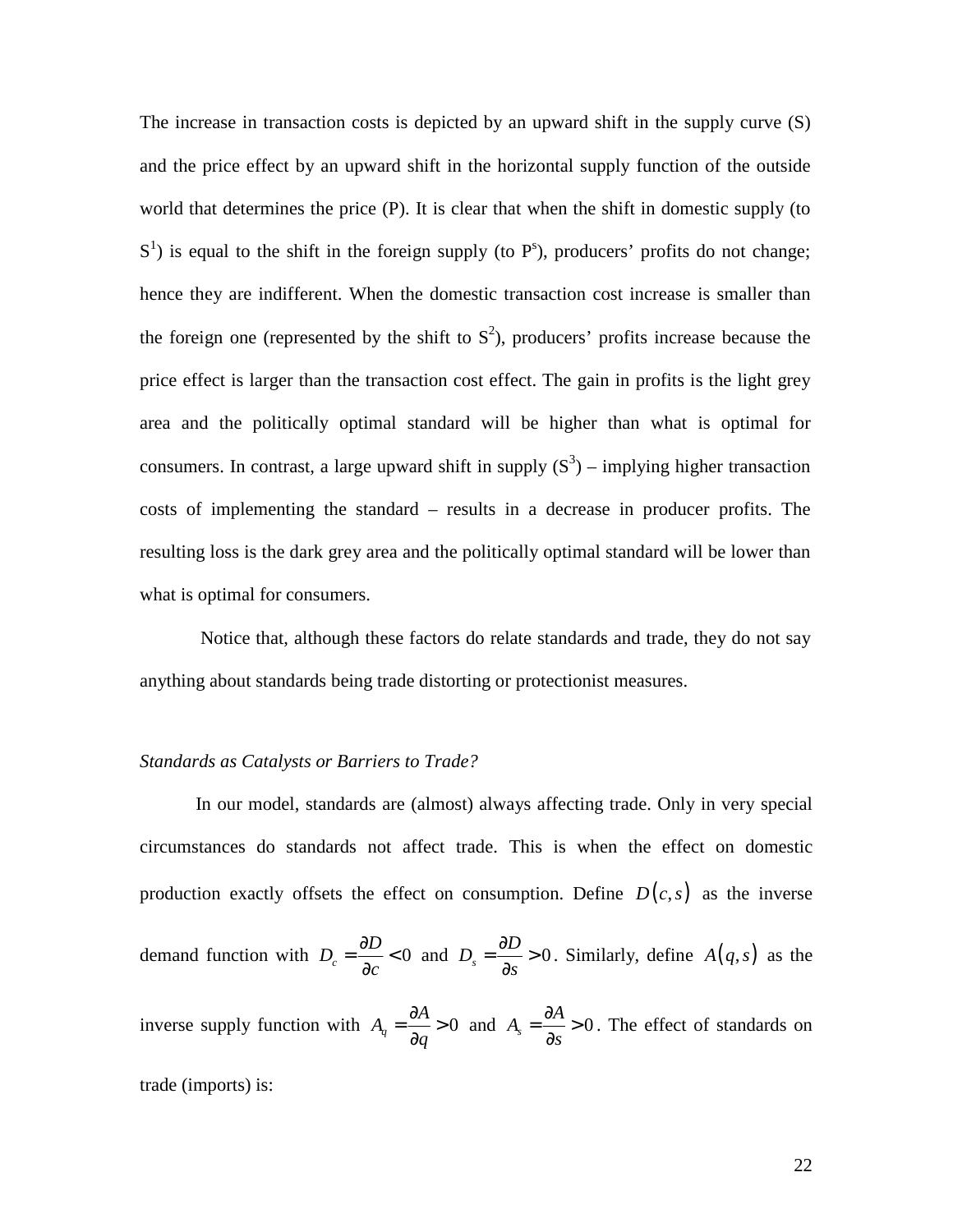The increase in transaction costs is depicted by an upward shift in the supply curve (S) and the price effect by an upward shift in the horizontal supply function of the outside world that determines the price (P). It is clear that when the shift in domestic supply (to $S^1$) is equal to the shift in the foreign supply (to $P^s$), producers' profits do not change; hence they are indifferent. When the domestic transaction cost increase is smaller than the foreign one (represented by the shift to $S^2$), producers' profits increase because the price effect is larger than the transaction cost effect. The gain in profits is the light grey area and the politically optimal standard will be higher than what is optimal for consumers. In contrast, a large upward shift in supply ($S^3$) – implying higher transaction costs of implementing the standard – results in a decrease in producer profits. The resulting loss is the dark grey area and the politically optimal standard will be lower than what is optimal for consumers.

Notice that, although these factors do relate standards and trade, they do not say anything about standards being trade distorting or protectionist measures.

*Standards as Catalysts or Barriers to Trade?*

In our model, standards are (almost) always affecting trade. Only in very special circumstances do standards not affect trade. This is when the effect on domestic production exactly offsets the effect on consumption. Define $D(c,s)$ as the inverse demand function with $D_c = \frac{\partial D}{\partial c} < 0$ and $D_s = \frac{\partial D}{\partial s} > 0$. Similarly, define $A(q,s)$ as the inverse supply function with $A_q = \frac{\partial A}{\partial q} > 0$ and $A_s = \frac{\partial A}{\partial s} > 0$. The effect of standards on trade (imports) is: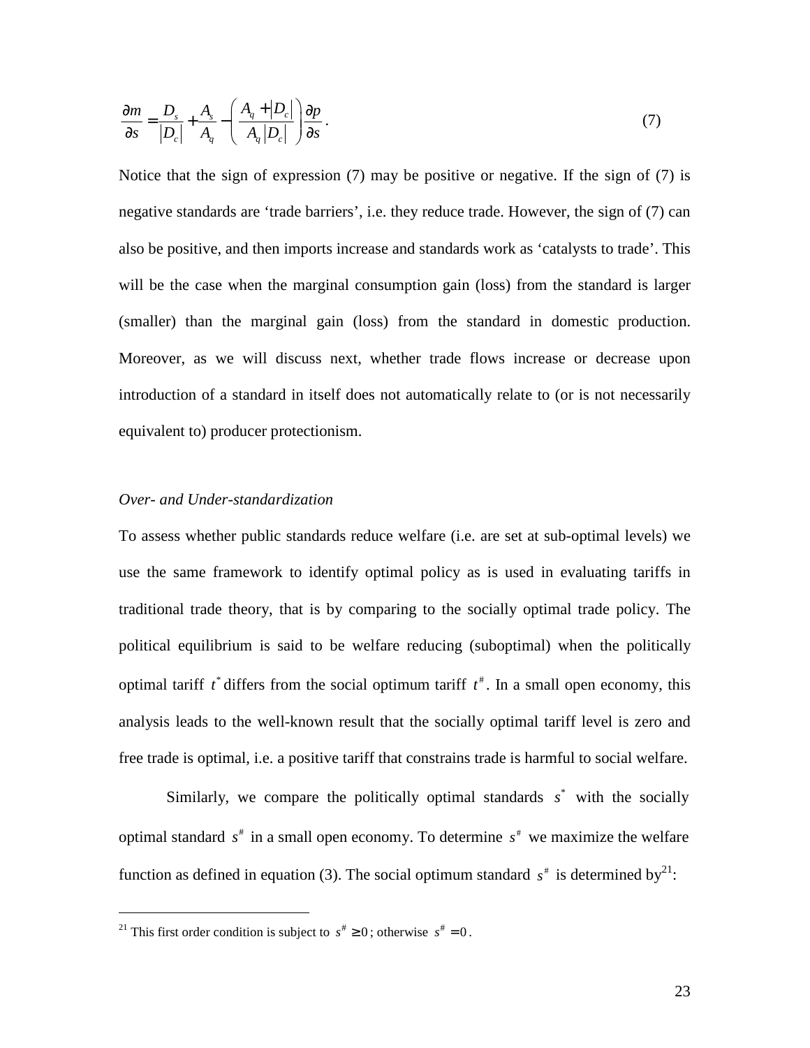$$\frac{\partial m}{\partial s} = \frac{D_s}{|D_c|} + \frac{A_s}{A_q} - \left( \frac{A_q + |D_c|}{A_q |D_c|} \right) \frac{\partial p}{\partial s}. \tag{7}$$

Notice that the sign of expression (7) may be positive or negative. If the sign of (7) is negative standards are 'trade barriers', i.e. they reduce trade. However, the sign of (7) can also be positive, and then imports increase and standards work as 'catalysts to trade'. This will be the case when the marginal consumption gain (loss) from the standard is larger (smaller) than the marginal gain (loss) from the standard in domestic production. Moreover, as we will discuss next, whether trade flows increase or decrease upon introduction of a standard in itself does not automatically relate to (or is not necessarily equivalent to) producer protectionism.

*Over- and Under-standardization*

To assess whether public standards reduce welfare (i.e. are set at sub-optimal levels) we use the same framework to identify optimal policy as is used in evaluating tariffs in traditional trade theory, that is by comparing to the socially optimal trade policy. The political equilibrium is said to be welfare reducing (suboptimal) when the politically optimal tariff $t^*$ differs from the social optimum tariff $t^\#$. In a small open economy, this analysis leads to the well-known result that the socially optimal tariff level is zero and free trade is optimal, i.e. a positive tariff that constrains trade is harmful to social welfare.

Similarly, we compare the politically optimal standards $s^*$ with the socially optimal standard $s^\#$ in a small open economy. To determine $s^\#$ we maximize the welfare function as defined in equation (3). The social optimum standard $s^\#$ is determined by[21]:

[21] This first order condition is subject to $s^\# \geq 0$; otherwise $s^\# = 0$.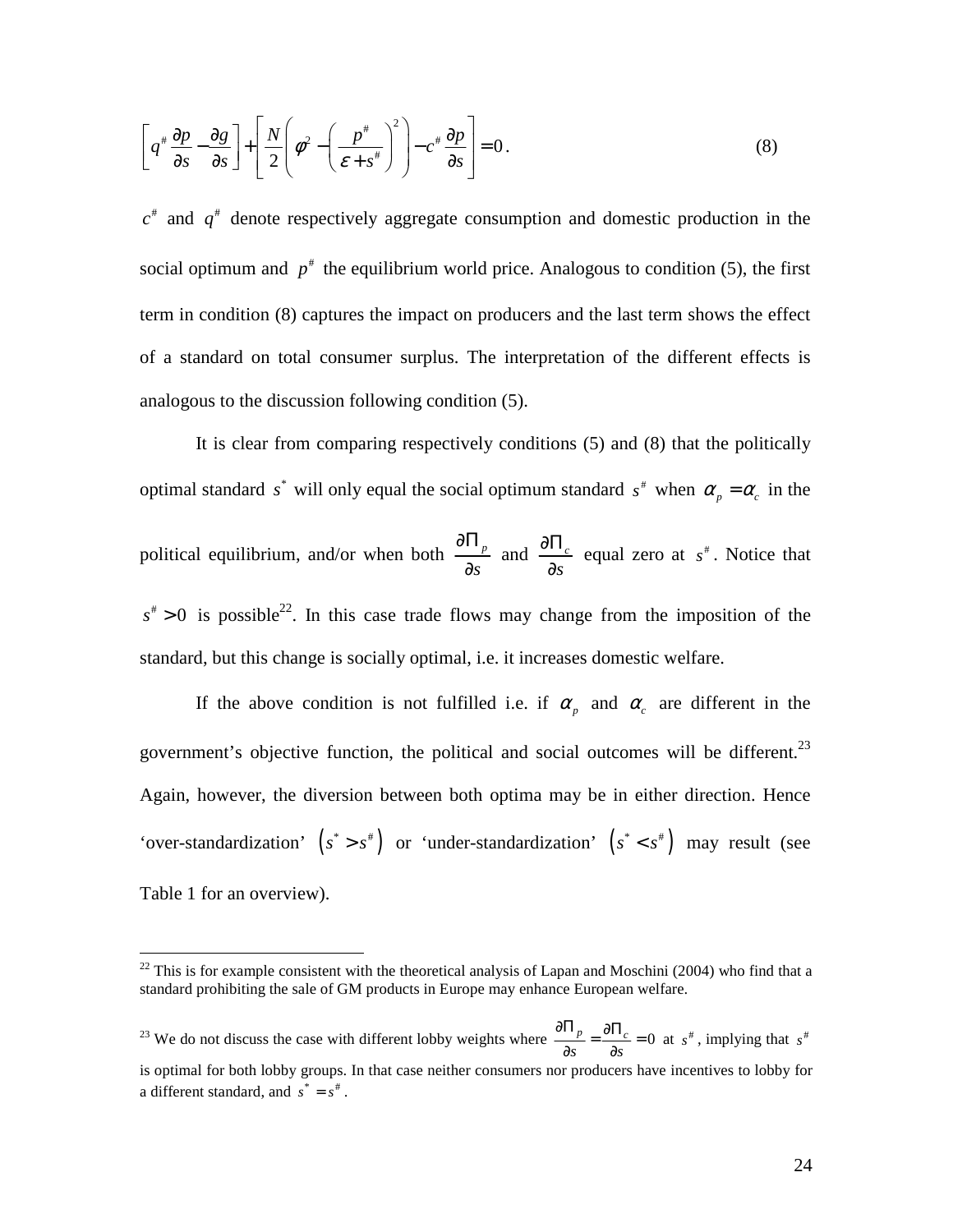$$\left[ q^{\#} \frac{\partial p}{\partial s} - \frac{\partial g}{\partial s} \right] + \left[ \frac{N}{2} \left( \phi^2 - \left( \frac{p^{\#}}{\varepsilon + s^{\#}} \right)^2 \right) - c^{\#} \frac{\partial p}{\partial s} \right] = 0 . \tag{8}$$

$c^{\#}$ and $q^{\#}$ denote respectively aggregate consumption and domestic production in the social optimum and $p^{\#}$ the equilibrium world price. Analogous to condition (5), the first term in condition (8) captures the impact on producers and the last term shows the effect of a standard on total consumer surplus. The interpretation of the different effects is analogous to the discussion following condition (5).

It is clear from comparing respectively conditions (5) and (8) that the politically optimal standard $s^*$ will only equal the social optimum standard $s^{\#}$ when $\alpha_p = \alpha_c$ in the political equilibrium, and/or when both $\frac{\partial \Pi_p}{\partial s}$ and $\frac{\partial \Pi_c}{\partial s}$ equal zero at $s^{\#}$. Notice that $s^{\#} > 0$ is possible[22]. In this case trade flows may change from the imposition of the standard, but this change is socially optimal, i.e. it increases domestic welfare.

If the above condition is not fulfilled i.e. if $\alpha_p$ and $\alpha_c$ are different in the government's objective function, the political and social outcomes will be different.[23] Again, however, the diversion between both optima may be in either direction. Hence 'over-standardization' $\left( s^* > s^{\#} \right)$ or 'under-standardization' $\left( s^* < s^{\#} \right)$ may result (see Table 1 for an overview).

---

[22] This is for example consistent with the theoretical analysis of Lapan and Moschini (2004) who find that a standard prohibiting the sale of GM products in Europe may enhance European welfare.

[23] We do not discuss the case with different lobby weights where $\frac{\partial \Pi_p}{\partial s} = \frac{\partial \Pi_c}{\partial s} = 0$ at $s^{\#}$, implying that $s^{\#}$ is optimal for both lobby groups. In that case neither consumers nor producers have incentives to lobby for a different standard, and $s^* = s^{\#}$.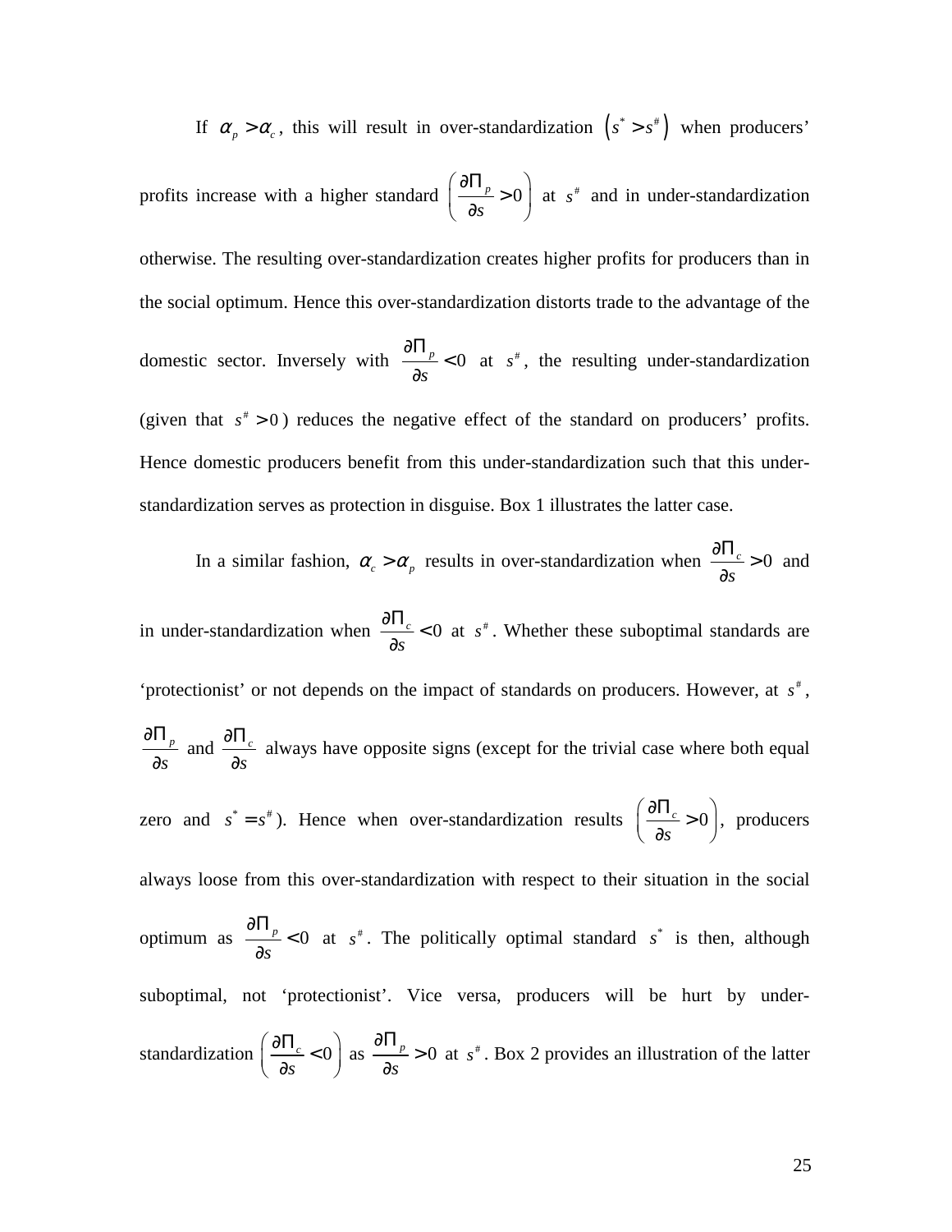If $\alpha_p > \alpha_c$, this will result in over-standardization $\left(s^* > s^\#\right)$ when producers' profits increase with a higher standard $\left(\frac{\partial \Pi_p}{\partial s} > 0\right)$ at $s^\#$ and in under-standardization otherwise. The resulting over-standardization creates higher profits for producers than in the social optimum. Hence this over-standardization distorts trade to the advantage of the domestic sector. Inversely with $\frac{\partial \Pi_p}{\partial s} < 0$ at $s^\#$, the resulting under-standardization (given that $s^\# > 0$) reduces the negative effect of the standard on producers' profits. Hence domestic producers benefit from this under-standardization such that this under-standardization serves as protection in disguise. Box 1 illustrates the latter case.

In a similar fashion, $\alpha_c > \alpha_p$ results in over-standardization when $\frac{\partial \Pi_c}{\partial s} > 0$ and in under-standardization when $\frac{\partial \Pi_c}{\partial s} < 0$ at $s^\#$. Whether these suboptimal standards are 'protectionist' or not depends on the impact of standards on producers. However, at $s^\#$, $\frac{\partial \Pi_p}{\partial s}$ and $\frac{\partial \Pi_c}{\partial s}$ always have opposite signs (except for the trivial case where both equal zero and $s^* = s^\#$). Hence when over-standardization results $\left(\frac{\partial \Pi_c}{\partial s} > 0\right)$, producers always loose from this over-standardization with respect to their situation in the social optimum as $\frac{\partial \Pi_p}{\partial s} < 0$ at $s^\#$. The politically optimal standard $s^*$ is then, although suboptimal, not 'protectionist'. Vice versa, producers will be hurt by under-standardization $\left(\frac{\partial \Pi_c}{\partial s} < 0\right)$ as $\frac{\partial \Pi_p}{\partial s} > 0$ at $s^\#$. Box 2 provides an illustration of the latter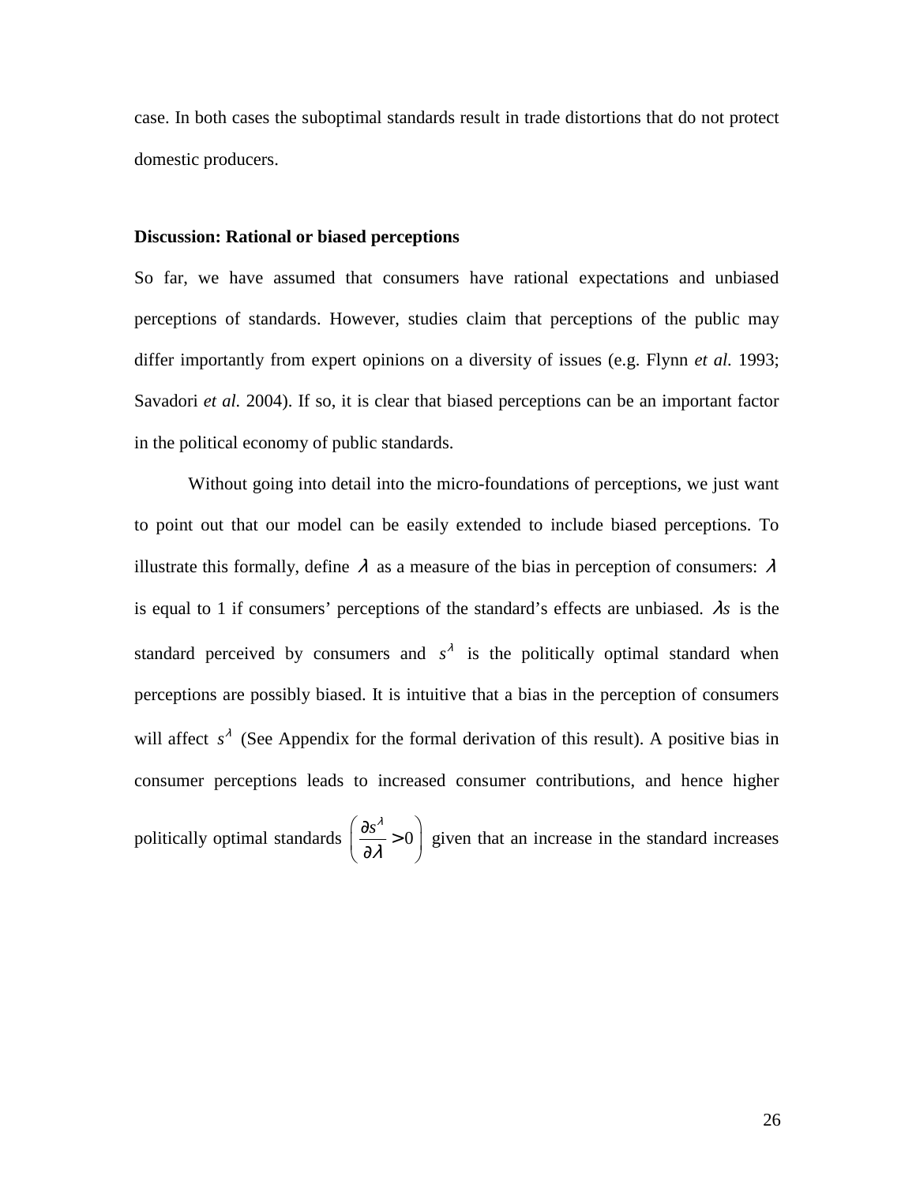case. In both cases the suboptimal standards result in trade distortions that do not protect domestic producers.

**Discussion: Rational or biased perceptions**

So far, we have assumed that consumers have rational expectations and unbiased perceptions of standards. However, studies claim that perceptions of the public may differ importantly from expert opinions on a diversity of issues (e.g. Flynn *et al.* 1993; Savadori *et al.* 2004). If so, it is clear that biased perceptions can be an important factor in the political economy of public standards.

Without going into detail into the micro-foundations of perceptions, we just want to point out that our model can be easily extended to include biased perceptions. To illustrate this formally, define $\lambda$ as a measure of the bias in perception of consumers: $\lambda$ is equal to 1 if consumers' perceptions of the standard's effects are unbiased. $\lambda s$ is the standard perceived by consumers and $s^{\lambda}$ is the politically optimal standard when perceptions are possibly biased. It is intuitive that a bias in the perception of consumers will affect $s^{\lambda}$ (See Appendix for the formal derivation of this result). A positive bias in consumer perceptions leads to increased consumer contributions, and hence higher politically optimal standards $\left( \frac{\partial s^{\lambda}}{\partial \lambda} > 0 \right)$ given that an increase in the standard increases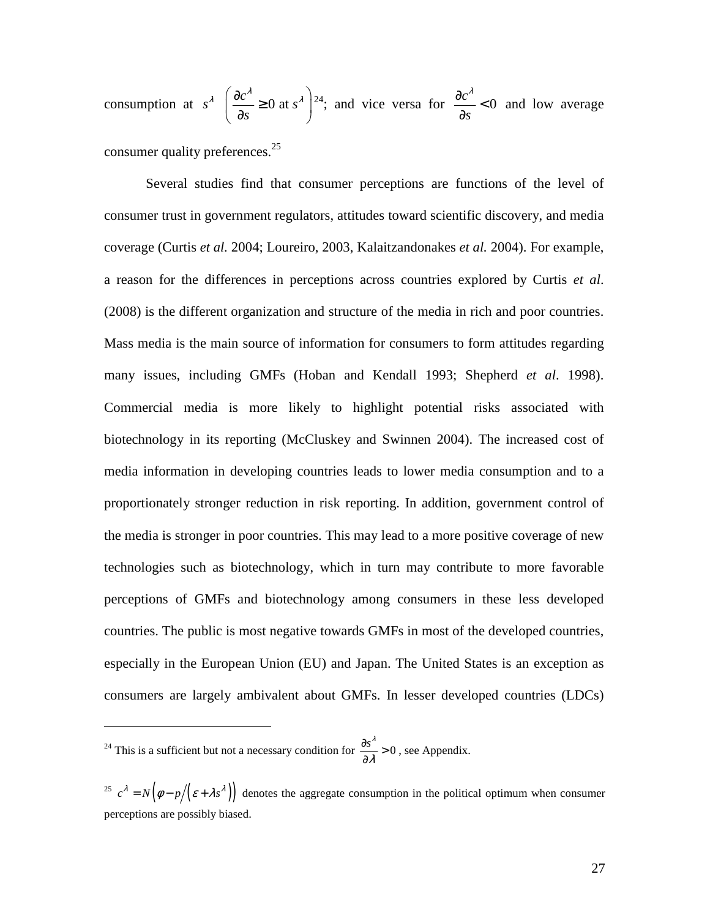consumption at $s^{\lambda}$ $\left(\frac{\partial c^{\lambda}}{\partial s} \geq 0 \text{ at } s^{\lambda}\right)$[24]; and vice versa for $\frac{\partial c^{\lambda}}{\partial s} < 0$ and low average consumer quality preferences.[25]

Several studies find that consumer perceptions are functions of the level of consumer trust in government regulators, attitudes toward scientific discovery, and media coverage (Curtis *et al.* 2004; Loureiro, 2003, Kalaitzandonakes *et al.* 2004). For example, a reason for the differences in perceptions across countries explored by Curtis *et al*. (2008) is the different organization and structure of the media in rich and poor countries. Mass media is the main source of information for consumers to form attitudes regarding many issues, including GMFs (Hoban and Kendall 1993; Shepherd *et al*. 1998). Commercial media is more likely to highlight potential risks associated with biotechnology in its reporting (McCluskey and Swinnen 2004). The increased cost of media information in developing countries leads to lower media consumption and to a proportionately stronger reduction in risk reporting. In addition, government control of the media is stronger in poor countries. This may lead to a more positive coverage of new technologies such as biotechnology, which in turn may contribute to more favorable perceptions of GMFs and biotechnology among consumers in these less developed countries. The public is most negative towards GMFs in most of the developed countries, especially in the European Union (EU) and Japan. The United States is an exception as consumers are largely ambivalent about GMFs. In lesser developed countries (LDCs)

---

[24] This is a sufficient but not a necessary condition for $\frac{\partial s^{\lambda}}{\partial \lambda} > 0$, see Appendix.

[25] $c^{\lambda} = N\left(\phi - p \big/ \left(\varepsilon + \lambda s^{\lambda}\right)\right)$ denotes the aggregate consumption in the political optimum when consumer perceptions are possibly biased.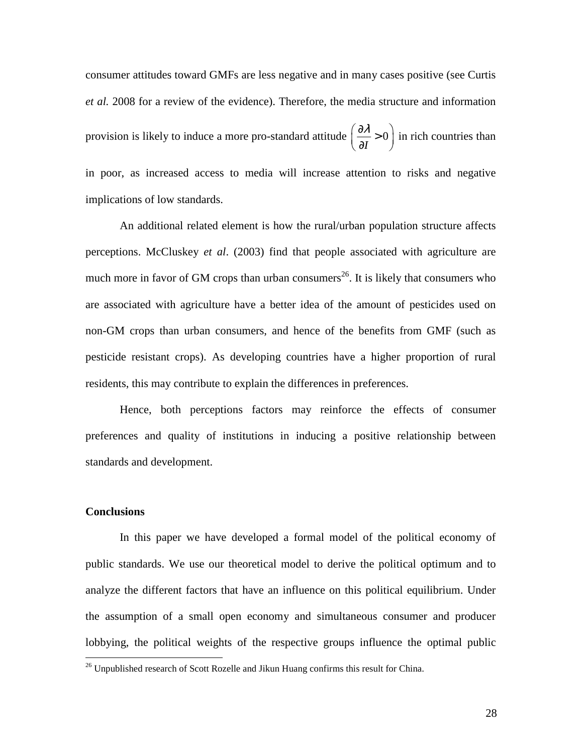consumer attitudes toward GMFs are less negative and in many cases positive (see Curtis *et al.* 2008 for a review of the evidence). Therefore, the media structure and information provision is likely to induce a more pro-standard attitude $\left(\frac{\partial \lambda}{\partial I} > 0\right)$ in rich countries than in poor, as increased access to media will increase attention to risks and negative implications of low standards.

An additional related element is how the rural/urban population structure affects perceptions. McCluskey *et al*. (2003) find that people associated with agriculture are much more in favor of GM crops than urban consumers[26]. It is likely that consumers who are associated with agriculture have a better idea of the amount of pesticides used on non-GM crops than urban consumers, and hence of the benefits from GMF (such as pesticide resistant crops). As developing countries have a higher proportion of rural residents, this may contribute to explain the differences in preferences.

Hence, both perceptions factors may reinforce the effects of consumer preferences and quality of institutions in inducing a positive relationship between standards and development.

**Conclusions**

In this paper we have developed a formal model of the political economy of public standards. We use our theoretical model to derive the political optimum and to analyze the different factors that have an influence on this political equilibrium. Under the assumption of a small open economy and simultaneous consumer and producer lobbying, the political weights of the respective groups influence the optimal public

[26] Unpublished research of Scott Rozelle and Jikun Huang confirms this result for China.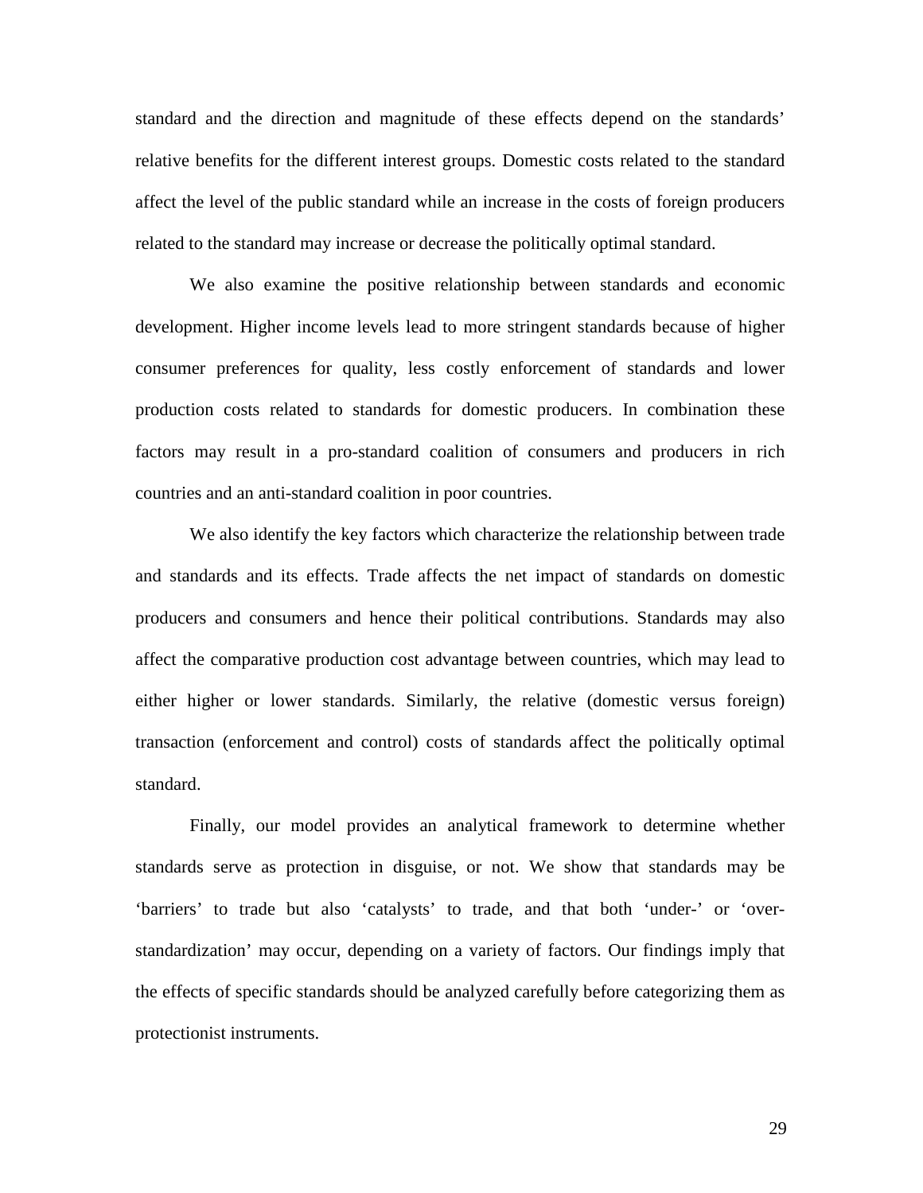standard and the direction and magnitude of these effects depend on the standards' relative benefits for the different interest groups. Domestic costs related to the standard affect the level of the public standard while an increase in the costs of foreign producers related to the standard may increase or decrease the politically optimal standard.

We also examine the positive relationship between standards and economic development. Higher income levels lead to more stringent standards because of higher consumer preferences for quality, less costly enforcement of standards and lower production costs related to standards for domestic producers. In combination these factors may result in a pro-standard coalition of consumers and producers in rich countries and an anti-standard coalition in poor countries.

We also identify the key factors which characterize the relationship between trade and standards and its effects. Trade affects the net impact of standards on domestic producers and consumers and hence their political contributions. Standards may also affect the comparative production cost advantage between countries, which may lead to either higher or lower standards. Similarly, the relative (domestic versus foreign) transaction (enforcement and control) costs of standards affect the politically optimal standard.

Finally, our model provides an analytical framework to determine whether standards serve as protection in disguise, or not. We show that standards may be 'barriers' to trade but also 'catalysts' to trade, and that both 'under-' or 'over-standardization' may occur, depending on a variety of factors. Our findings imply that the effects of specific standards should be analyzed carefully before categorizing them as protectionist instruments.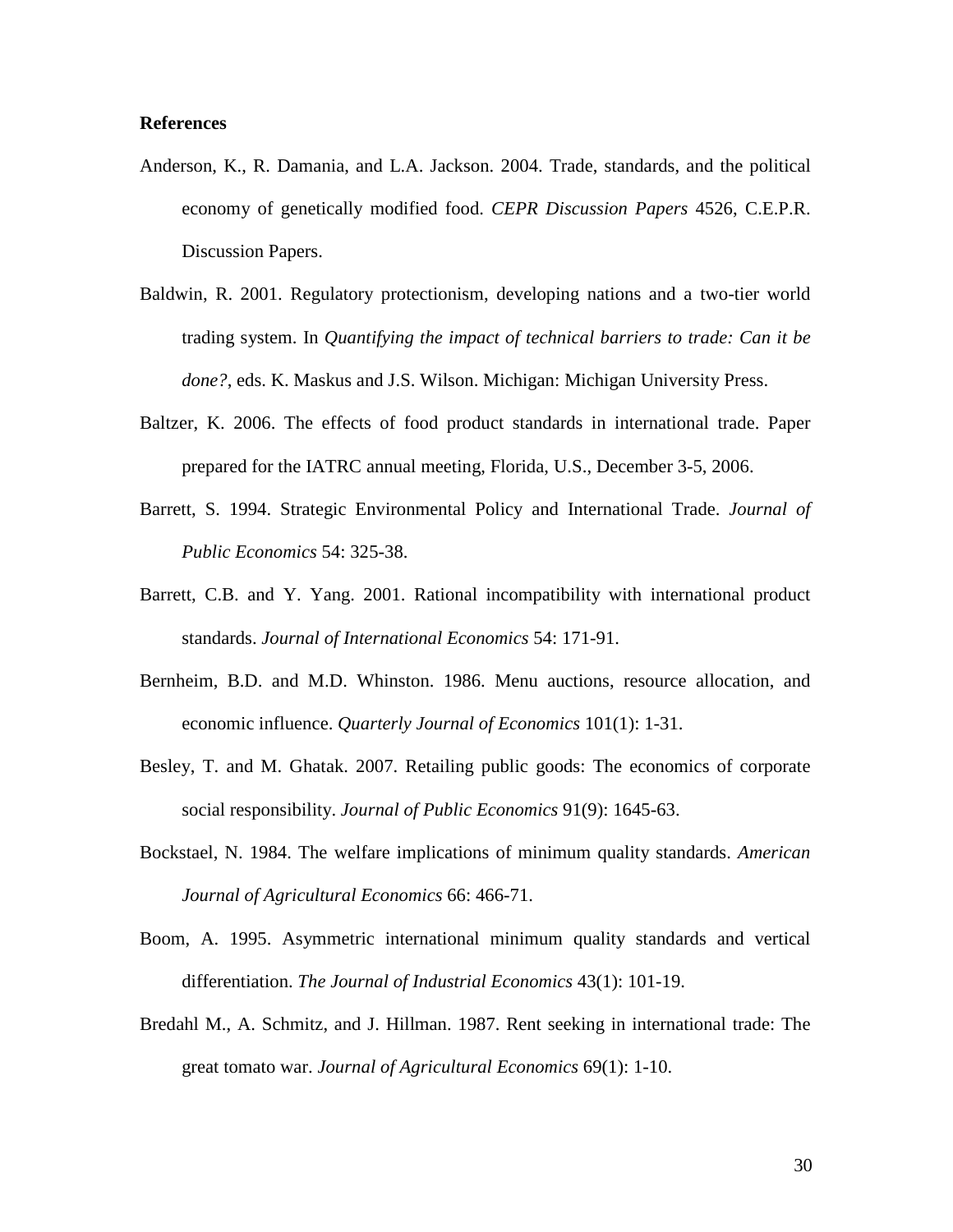**References**

Anderson, K., R. Damania, and L.A. Jackson. 2004. Trade, standards, and the political economy of genetically modified food. *CEPR Discussion Papers* 4526, C.E.P.R. Discussion Papers.

Baldwin, R. 2001. Regulatory protectionism, developing nations and a two-tier world trading system. In *Quantifying the impact of technical barriers to trade: Can it be done?*, eds. K. Maskus and J.S. Wilson. Michigan: Michigan University Press.

Baltzer, K. 2006. The effects of food product standards in international trade. Paper prepared for the IATRC annual meeting, Florida, U.S., December 3-5, 2006.

Barrett, S. 1994. Strategic Environmental Policy and International Trade. *Journal of Public Economics* 54: 325-38.

Barrett, C.B. and Y. Yang. 2001. Rational incompatibility with international product standards. *Journal of International Economics* 54: 171-91.

Bernheim, B.D. and M.D. Whinston. 1986. Menu auctions, resource allocation, and economic influence. *Quarterly Journal of Economics* 101(1): 1-31.

Besley, T. and M. Ghatak. 2007. Retailing public goods: The economics of corporate social responsibility. *Journal of Public Economics* 91(9): 1645-63.

Bockstael, N. 1984. The welfare implications of minimum quality standards. *American Journal of Agricultural Economics* 66: 466-71.

Boom, A. 1995. Asymmetric international minimum quality standards and vertical differentiation. *The Journal of Industrial Economics* 43(1): 101-19.

Bredahl M., A. Schmitz, and J. Hillman. 1987. Rent seeking in international trade: The great tomato war. *Journal of Agricultural Economics* 69(1): 1-10.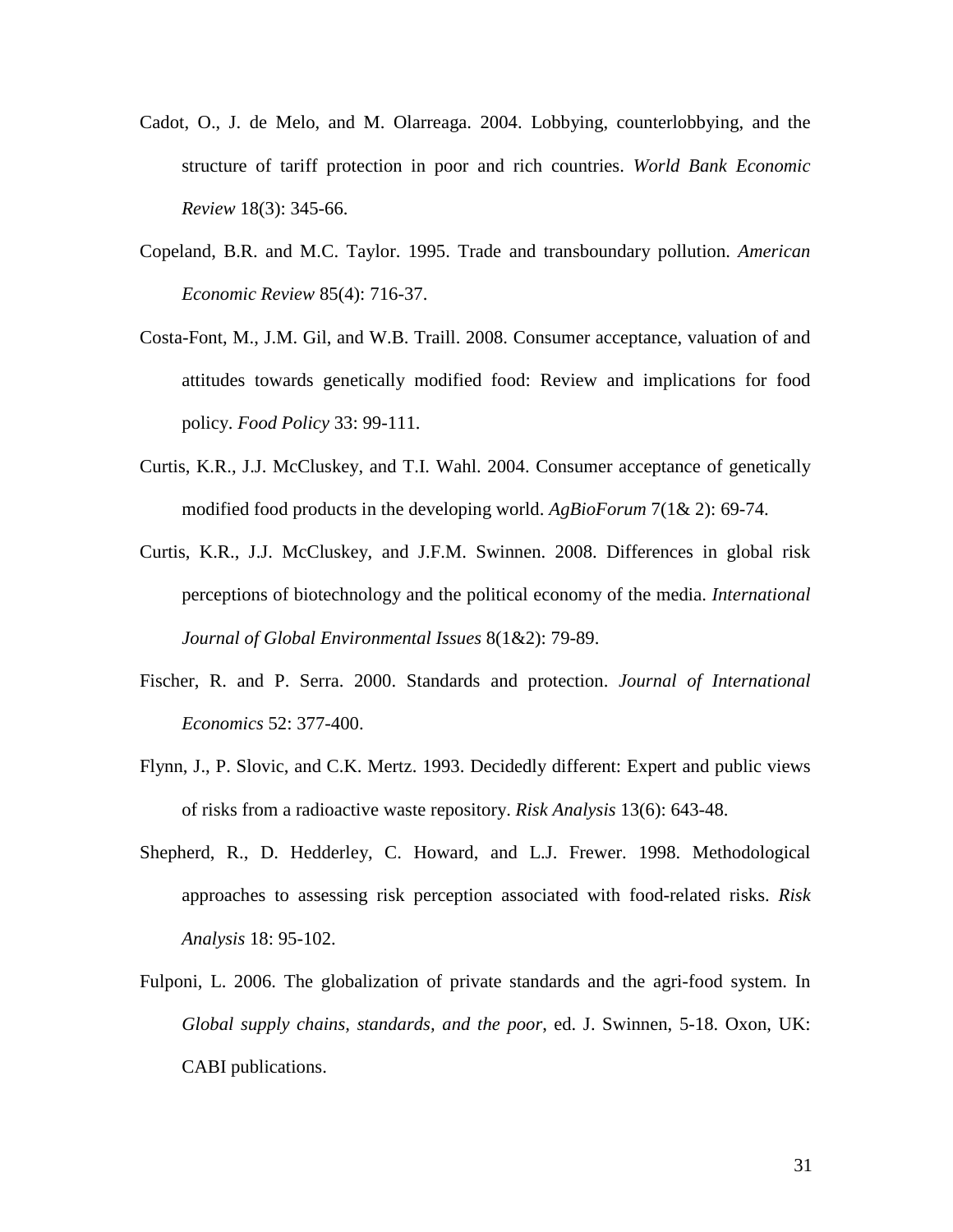Cadot, O., J. de Melo, and M. Olarreaga. 2004. Lobbying, counterlobbying, and the structure of tariff protection in poor and rich countries. *World Bank Economic Review* 18(3): 345-66.

Copeland, B.R. and M.C. Taylor. 1995. Trade and transboundary pollution. *American Economic Review* 85(4): 716-37.

Costa-Font, M., J.M. Gil, and W.B. Traill. 2008. Consumer acceptance, valuation of and attitudes towards genetically modified food: Review and implications for food policy. *Food Policy* 33: 99-111.

Curtis, K.R., J.J. McCluskey, and T.I. Wahl. 2004. Consumer acceptance of genetically modified food products in the developing world. *AgBioForum* 7(1& 2): 69-74.

Curtis, K.R., J.J. McCluskey, and J.F.M. Swinnen. 2008. Differences in global risk perceptions of biotechnology and the political economy of the media. *International Journal of Global Environmental Issues* 8(1&2): 79-89.

Fischer, R. and P. Serra. 2000. Standards and protection. *Journal of International Economics* 52: 377-400.

Flynn, J., P. Slovic, and C.K. Mertz. 1993. Decidedly different: Expert and public views of risks from a radioactive waste repository. *Risk Analysis* 13(6): 643-48.

Shepherd, R., D. Hedderley, C. Howard, and L.J. Frewer. 1998. Methodological approaches to assessing risk perception associated with food-related risks. *Risk Analysis* 18: 95-102.

Fulponi, L. 2006. The globalization of private standards and the agri-food system. In *Global supply chains, standards, and the poor*, ed. J. Swinnen, 5-18. Oxon, UK: CABI publications.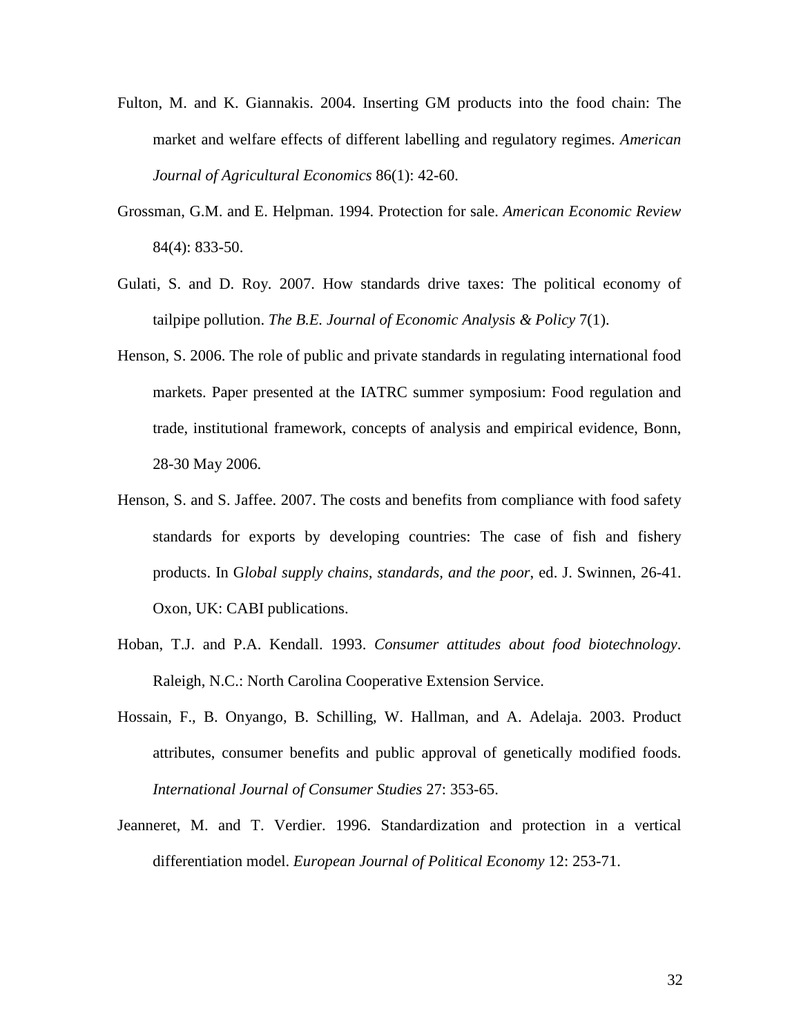Fulton, M. and K. Giannakis. 2004. Inserting GM products into the food chain: The market and welfare effects of different labelling and regulatory regimes. *American Journal of Agricultural Economics* 86(1): 42-60.

Grossman, G.M. and E. Helpman. 1994. Protection for sale. *American Economic Review* 84(4): 833-50.

Gulati, S. and D. Roy. 2007. How standards drive taxes: The political economy of tailpipe pollution. *The B.E. Journal of Economic Analysis & Policy* 7(1).

Henson, S. 2006. The role of public and private standards in regulating international food markets. Paper presented at the IATRC summer symposium: Food regulation and trade, institutional framework, concepts of analysis and empirical evidence, Bonn, 28-30 May 2006.

Henson, S. and S. Jaffee. 2007. The costs and benefits from compliance with food safety standards for exports by developing countries: The case of fish and fishery products. In G*lobal supply chains, standards, and the poor*, ed. J. Swinnen, 26-41. Oxon, UK: CABI publications.

Hoban, T.J. and P.A. Kendall. 1993. *Consumer attitudes about food biotechnology*. Raleigh, N.C.: North Carolina Cooperative Extension Service.

Hossain, F., B. Onyango, B. Schilling, W. Hallman, and A. Adelaja. 2003. Product attributes, consumer benefits and public approval of genetically modified foods. *International Journal of Consumer Studies* 27: 353-65.

Jeanneret, M. and T. Verdier. 1996. Standardization and protection in a vertical differentiation model. *European Journal of Political Economy* 12: 253-71.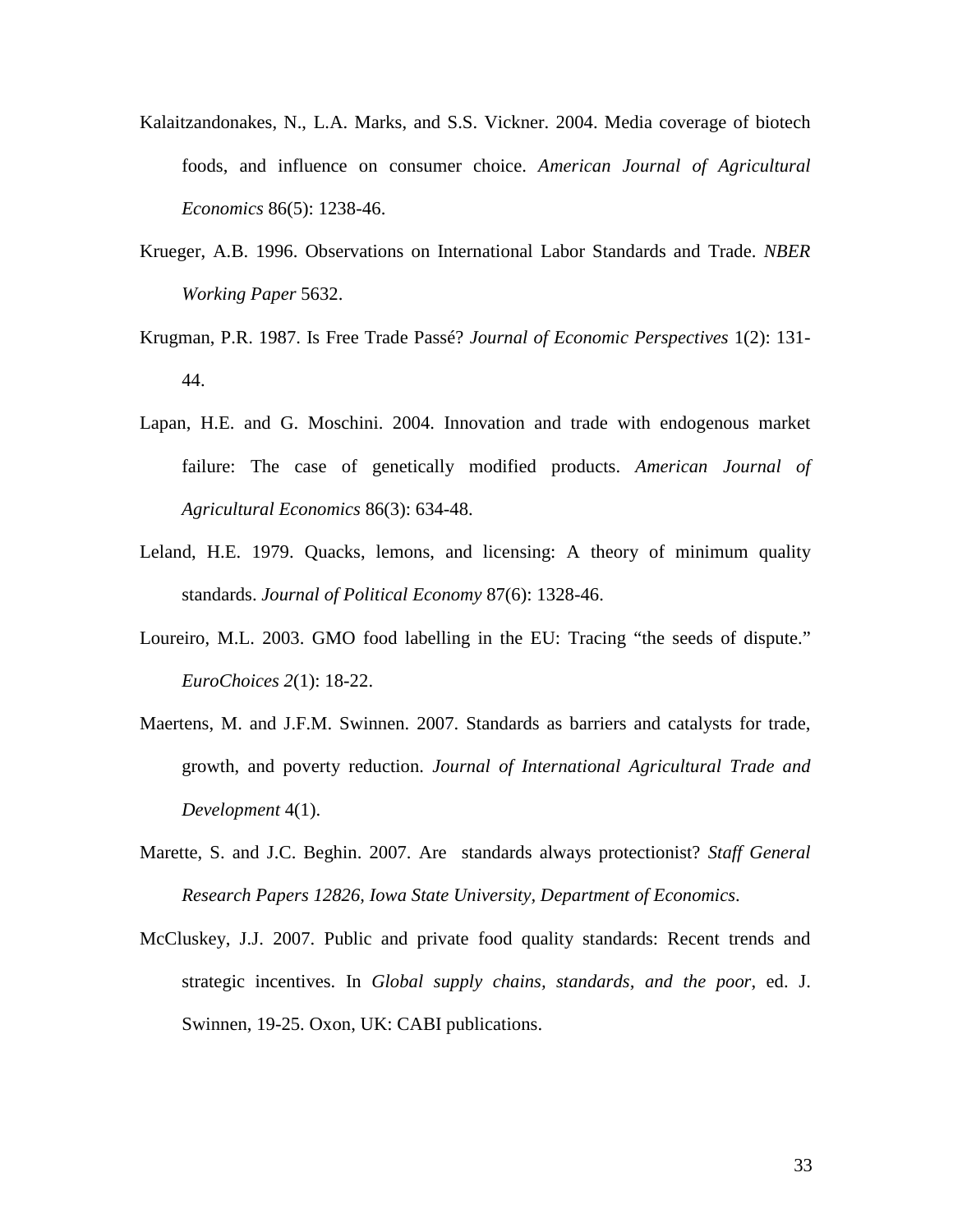Kalaitzandonakes, N., L.A. Marks, and S.S. Vickner. 2004. Media coverage of biotech foods, and influence on consumer choice. *American Journal of Agricultural Economics* 86(5): 1238-46.

Krueger, A.B. 1996. Observations on International Labor Standards and Trade. *NBER Working Paper* 5632.

Krugman, P.R. 1987. Is Free Trade Passé? *Journal of Economic Perspectives* 1(2): 131-44.

Lapan, H.E. and G. Moschini. 2004. Innovation and trade with endogenous market failure: The case of genetically modified products. *American Journal of Agricultural Economics* 86(3): 634-48.

Leland, H.E. 1979. Quacks, lemons, and licensing: A theory of minimum quality standards. *Journal of Political Economy* 87(6): 1328-46.

Loureiro, M.L. 2003. GMO food labelling in the EU: Tracing "the seeds of dispute." *EuroChoices 2*(1): 18-22.

Maertens, M. and J.F.M. Swinnen. 2007. Standards as barriers and catalysts for trade, growth, and poverty reduction. *Journal of International Agricultural Trade and Development* 4(1).

Marette, S. and J.C. Beghin. 2007. Are standards always protectionist? *Staff General Research Papers 12826, Iowa State University, Department of Economics*.

McCluskey, J.J. 2007. Public and private food quality standards: Recent trends and strategic incentives. In *Global supply chains, standards, and the poor*, ed. J. Swinnen, 19-25. Oxon, UK: CABI publications.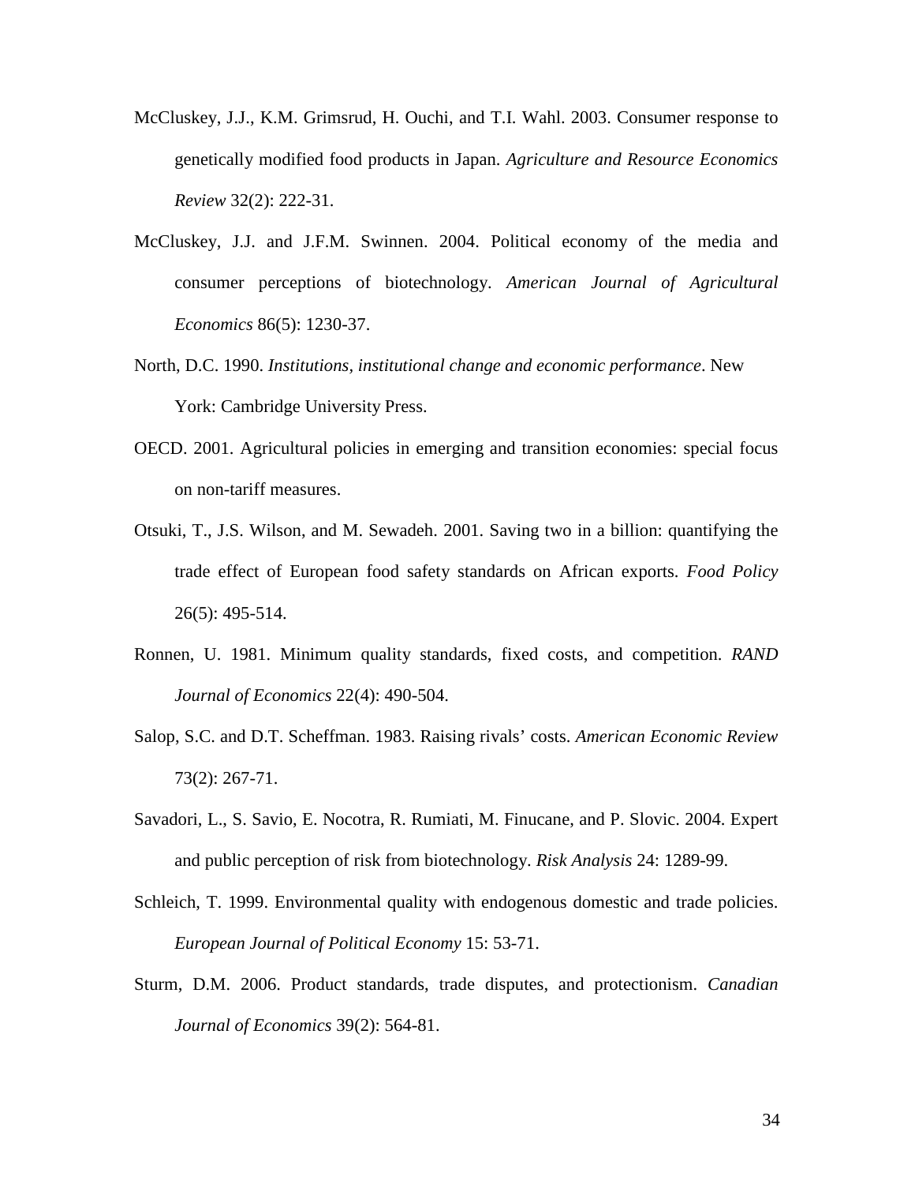McCluskey, J.J., K.M. Grimsrud, H. Ouchi, and T.I. Wahl. 2003. Consumer response to genetically modified food products in Japan. *Agriculture and Resource Economics Review* 32(2): 222-31.

McCluskey, J.J. and J.F.M. Swinnen. 2004. Political economy of the media and consumer perceptions of biotechnology. *American Journal of Agricultural Economics* 86(5): 1230-37.

North, D.C. 1990. *Institutions, institutional change and economic performance*. New York: Cambridge University Press.

OECD. 2001. Agricultural policies in emerging and transition economies: special focus on non-tariff measures.

Otsuki, T., J.S. Wilson, and M. Sewadeh. 2001. Saving two in a billion: quantifying the trade effect of European food safety standards on African exports. *Food Policy* 26(5): 495-514.

Ronnen, U. 1981. Minimum quality standards, fixed costs, and competition. *RAND Journal of Economics* 22(4): 490-504.

Salop, S.C. and D.T. Scheffman. 1983. Raising rivals' costs. *American Economic Review* 73(2): 267-71.

Savadori, L., S. Savio, E. Nocotra, R. Rumiati, M. Finucane, and P. Slovic. 2004. Expert and public perception of risk from biotechnology. *Risk Analysis* 24: 1289-99.

Schleich, T. 1999. Environmental quality with endogenous domestic and trade policies. *European Journal of Political Economy* 15: 53-71.

Sturm, D.M. 2006. Product standards, trade disputes, and protectionism. *Canadian Journal of Economics* 39(2): 564-81.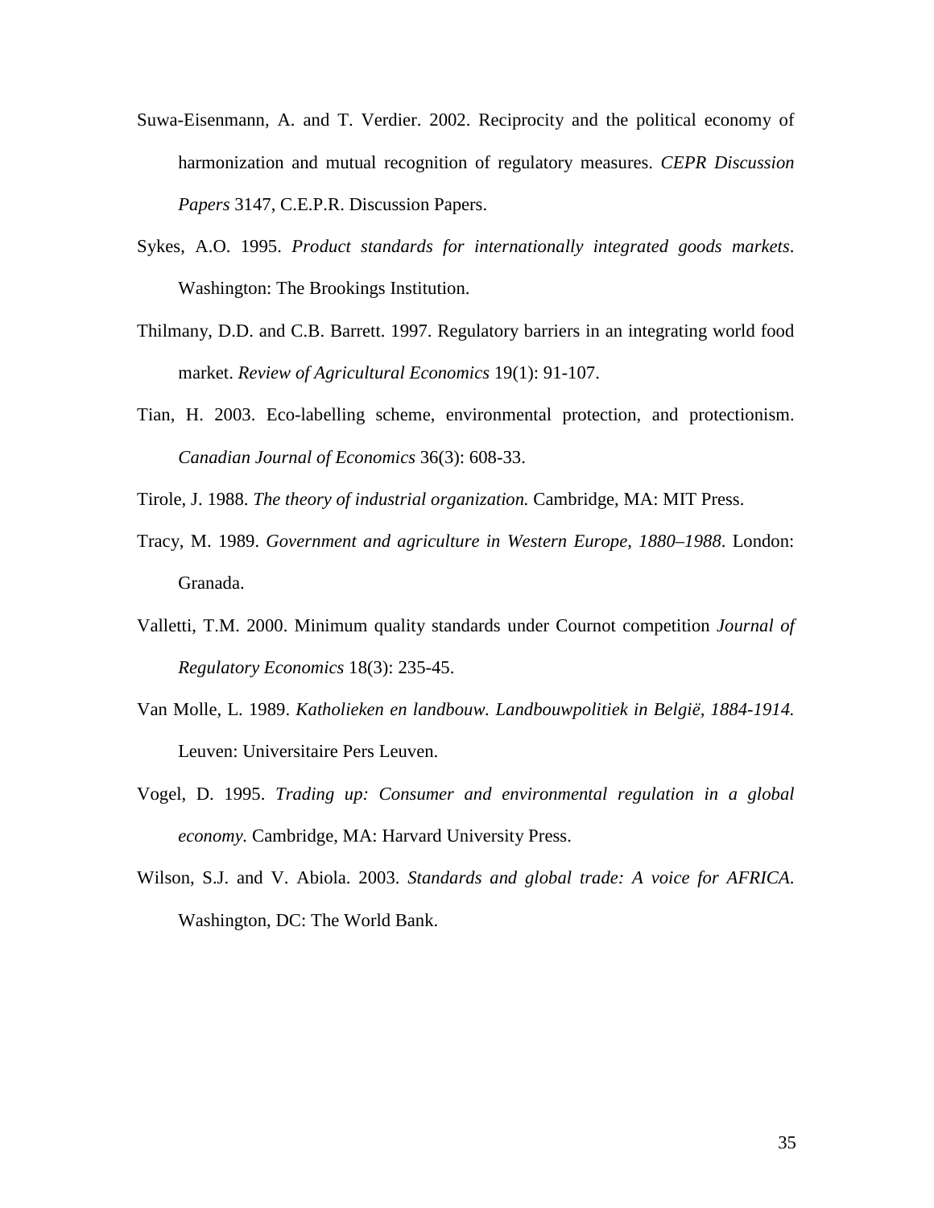Suwa-Eisenmann, A. and T. Verdier. 2002. Reciprocity and the political economy of harmonization and mutual recognition of regulatory measures. *CEPR Discussion Papers* 3147, C.E.P.R. Discussion Papers.

Sykes, A.O. 1995. *Product standards for internationally integrated goods markets*. Washington: The Brookings Institution.

Thilmany, D.D. and C.B. Barrett. 1997. Regulatory barriers in an integrating world food market. *Review of Agricultural Economics* 19(1): 91-107.

Tian, H. 2003. Eco-labelling scheme, environmental protection, and protectionism. *Canadian Journal of Economics* 36(3): 608-33.

Tirole, J. 1988. *The theory of industrial organization.* Cambridge, MA: MIT Press.

Tracy, M. 1989. *Government and agriculture in Western Europe, 1880–1988*. London: Granada.

Valletti, T.M. 2000. Minimum quality standards under Cournot competition *Journal of Regulatory Economics* 18(3): 235-45.

Van Molle, L. 1989. *Katholieken en landbouw. Landbouwpolitiek in België, 1884-1914.* Leuven: Universitaire Pers Leuven.

Vogel, D. 1995. *Trading up: Consumer and environmental regulation in a global economy.* Cambridge, MA: Harvard University Press.

Wilson, S.J. and V. Abiola. 2003. *Standards and global trade: A voice for AFRICA.* Washington, DC: The World Bank.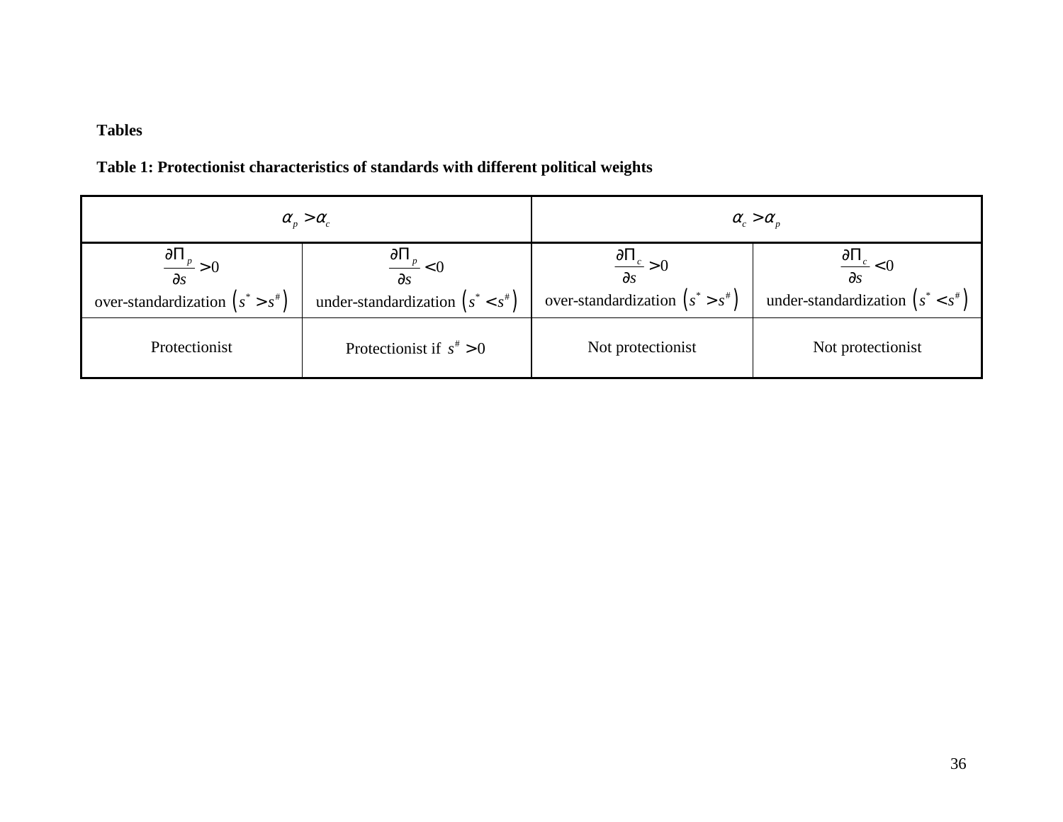**Tables**

**Table 1: Protectionist characteristics of standards with different political weights**

| $\alpha_p > \alpha_c$ | | $\alpha_c > \alpha_p$ | |
|---|---|---|---|
| $\frac{\partial \Pi_p}{\partial s} > 0$ over-standardization $\left(s^* > s^\#\right)$ | $\frac{\partial \Pi_p}{\partial s} < 0$ under-standardization $\left(s^* < s^\#\right)$ | $\frac{\partial \Pi_c}{\partial s} > 0$ over-standardization $\left(s^* > s^\#\right)$ | $\frac{\partial \Pi_c}{\partial s} < 0$ under-standardization $\left(s^* < s^\#\right)$ |
| Protectionist | Protectionist if $s^\# > 0$ | Not protectionist | Not protectionist |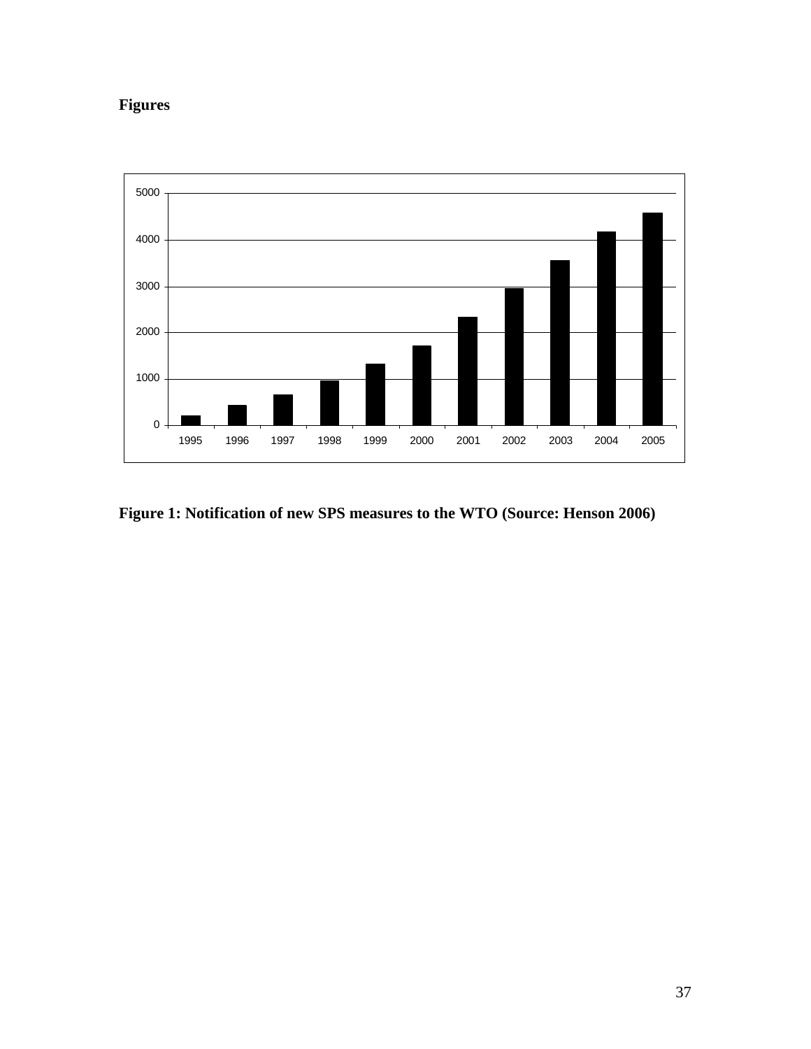**Figures**

Figure 1: Notification of new SPS measures to the WTO (Source: Henson 2006)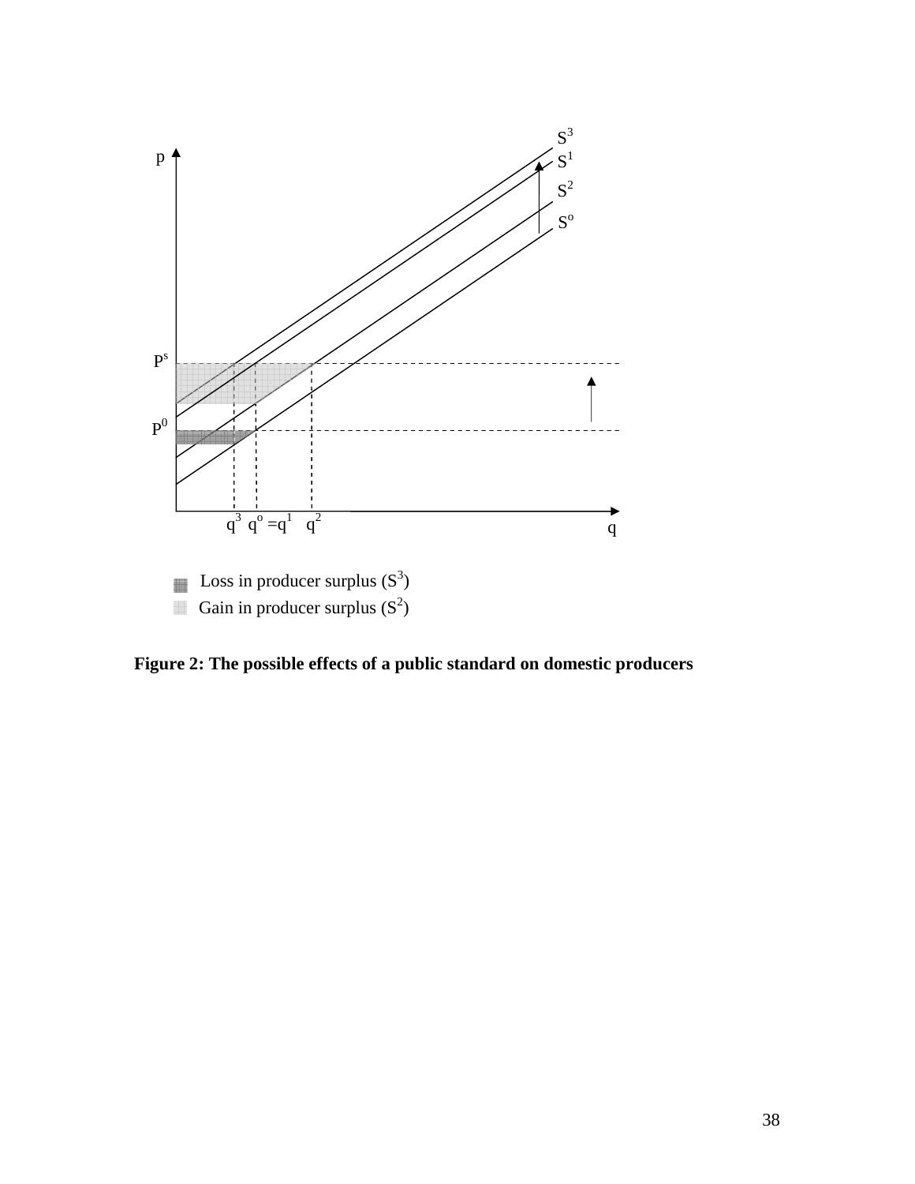Figure 2: The possible effects of a public standard on domestic producers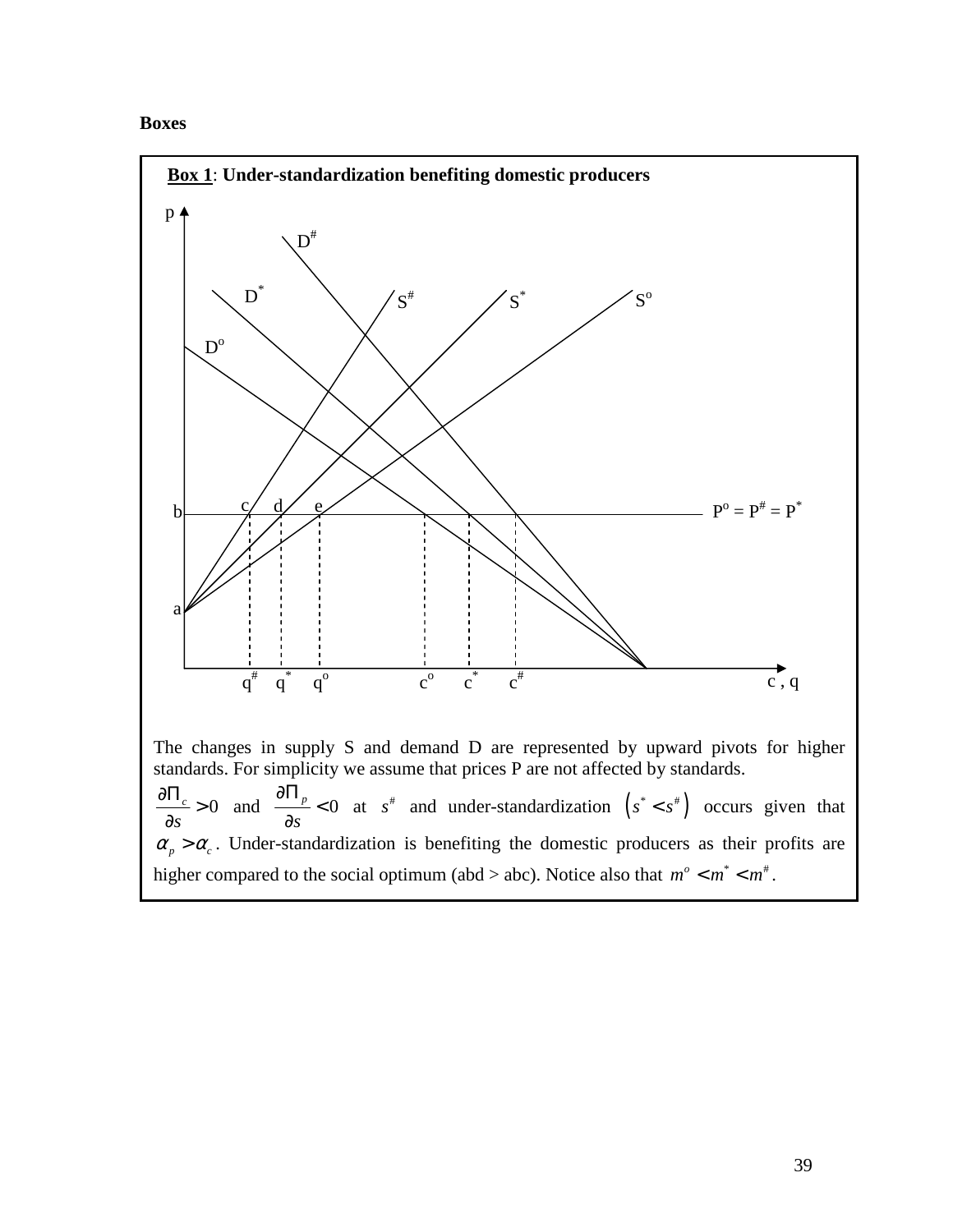**Boxes**

**Box 1**: **Under-standardization benefiting domestic producers**

The changes in supply S and demand D are represented by upward pivots for higher standards. For simplicity we assume that prices P are not affected by standards.

$\frac{\partial \Pi_c}{\partial s} > 0$ and $\frac{\partial \Pi_p}{\partial s} < 0$ at $s^{\#}$ and under-standardization $\left(s^* < s^{\#}\right)$ occurs given that $\alpha_p > \alpha_c$. Under-standardization is benefiting the domestic producers as their profits are higher compared to the social optimum (abd > abc). Notice also that $m^o < m^* < m^{\#}$.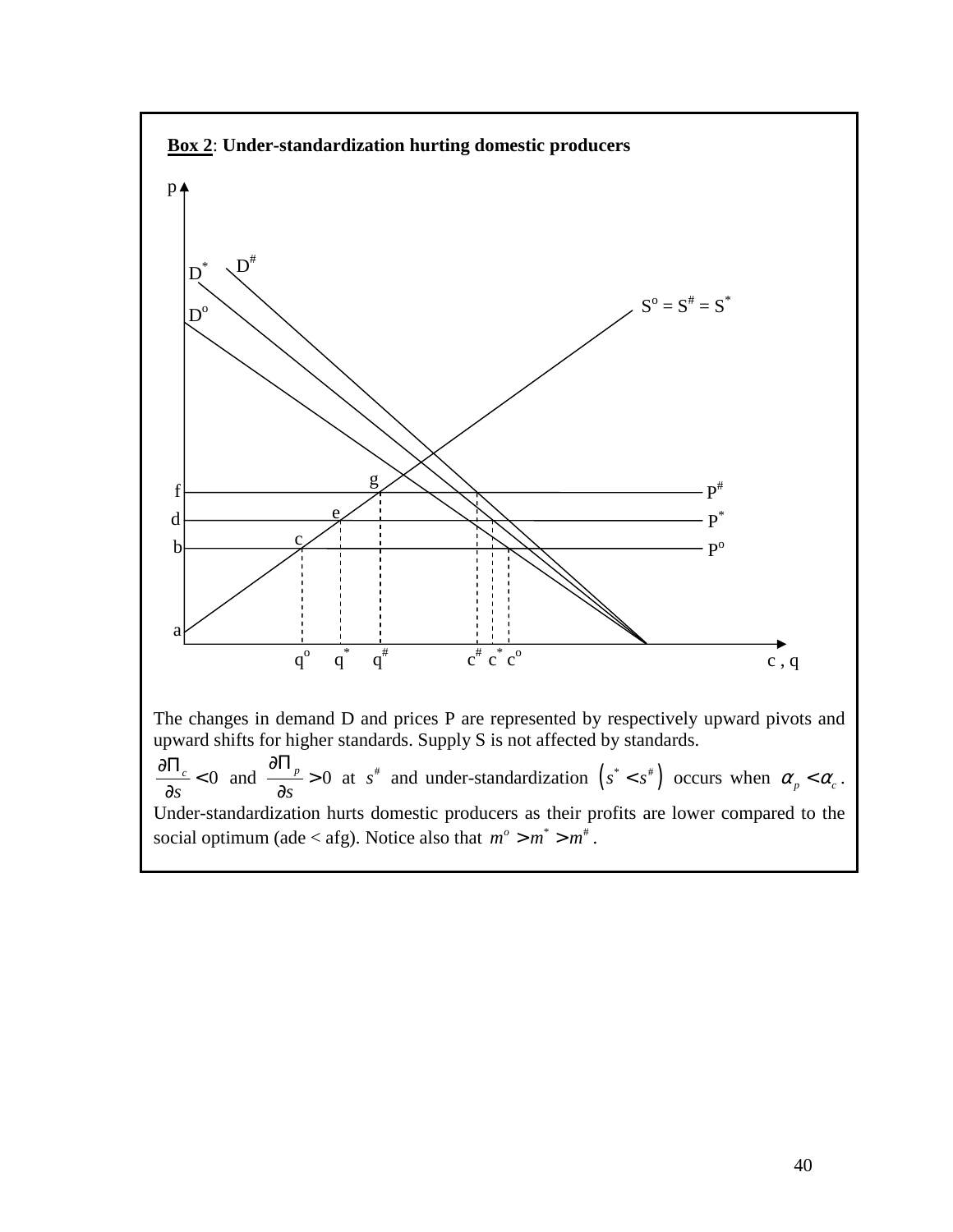**Box 2**: **Under-standardization hurting domestic producers**

The changes in demand D and prices P are represented by respectively upward pivots and upward shifts for higher standards. Supply S is not affected by standards.

$\frac{\partial \Pi_c}{\partial s} < 0$ and $\frac{\partial \Pi_p}{\partial s} > 0$ at $s^\#$ and under-standardization $\left(s^* < s^\#\right)$ occurs when $\alpha_p < \alpha_c$. Under-standardization hurts domestic producers as their profits are lower compared to the social optimum (ade < afg). Notice also that $m^o > m^* > m^\#$.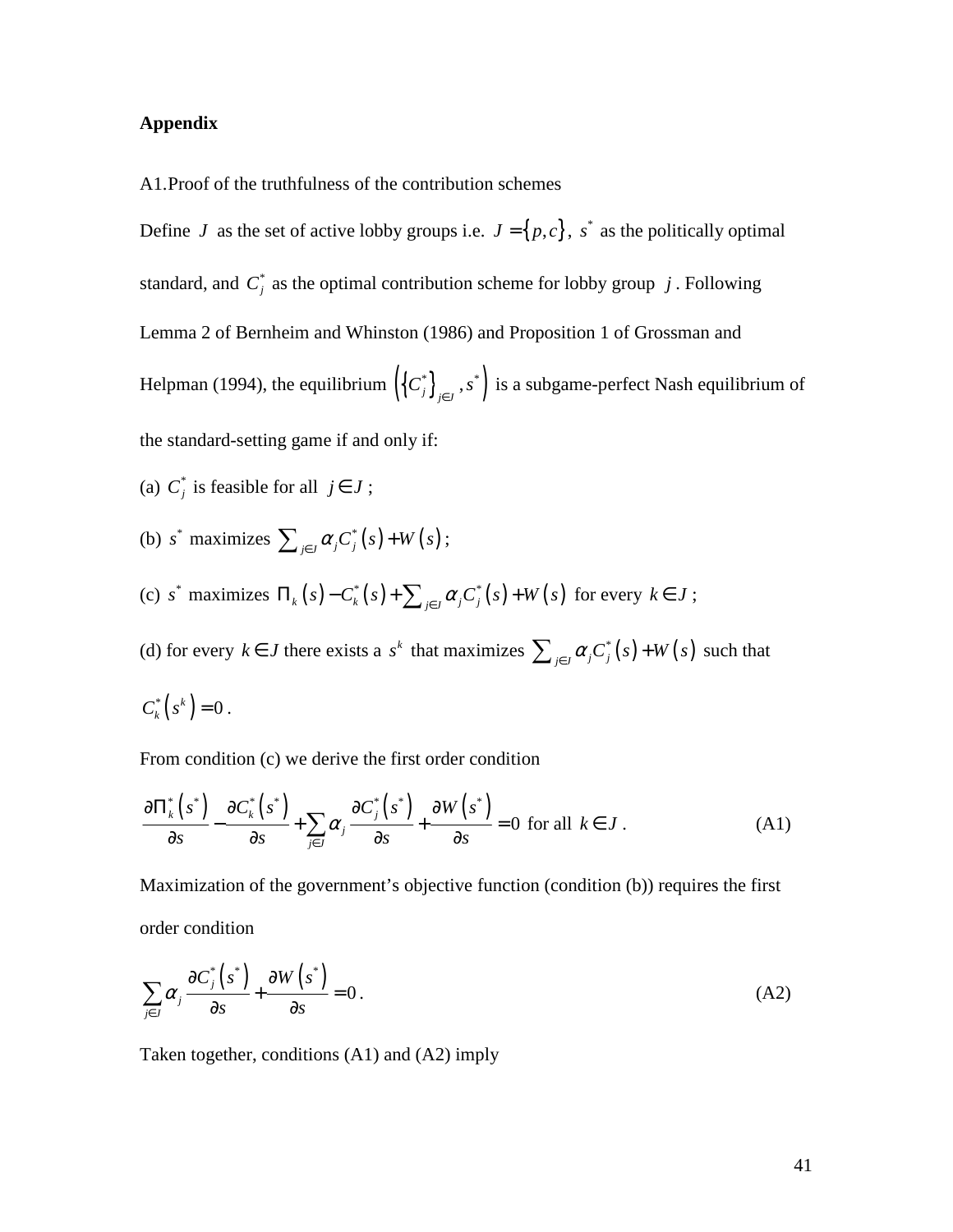**Appendix**

A1.Proof of the truthfulness of the contribution schemes

Define $J$ as the set of active lobby groups i.e. $J = \{p, c\}$, $s^*$ as the politically optimal standard, and $C_j^*$ as the optimal contribution scheme for lobby group $j$. Following Lemma 2 of Bernheim and Whinston (1986) and Proposition 1 of Grossman and Helpman (1994), the equilibrium $\left(\{C_j^*\}_{j\in J}, s^*\right)$ is a subgame-perfect Nash equilibrium of the standard-setting game if and only if:

(a) $C_j^*$ is feasible for all $j \in J$;

(b) $s^*$ maximizes $\sum_{j\in J} \alpha_j C_j^*(s) + W(s)$;

(c) $s^*$ maximizes $\Pi_k(s) - C_k^*(s) + \sum_{j\in J} \alpha_j C_j^*(s) + W(s)$ for every $k \in J$;

(d) for every $k \in J$ there exists a $s^k$ that maximizes $\sum_{j\in J} \alpha_j C_j^*(s) + W(s)$ such that $C_k^*(s^k) = 0$.

From condition (c) we derive the first order condition

$$\frac{\partial \Pi_k^*(s^*)}{\partial s} - \frac{\partial C_k^*(s^*)}{\partial s} + \sum_{j\in J} \alpha_j \frac{\partial C_j^*(s^*)}{\partial s} + \frac{\partial W(s^*)}{\partial s} = 0 \text{ for all } k \in J. \tag{A1}$$

Maximization of the government's objective function (condition (b)) requires the first order condition

$$\sum_{j\in J} \alpha_j \frac{\partial C_j^*(s^*)}{\partial s} + \frac{\partial W(s^*)}{\partial s} = 0. \tag{A2}$$

Taken together, conditions (A1) and (A2) imply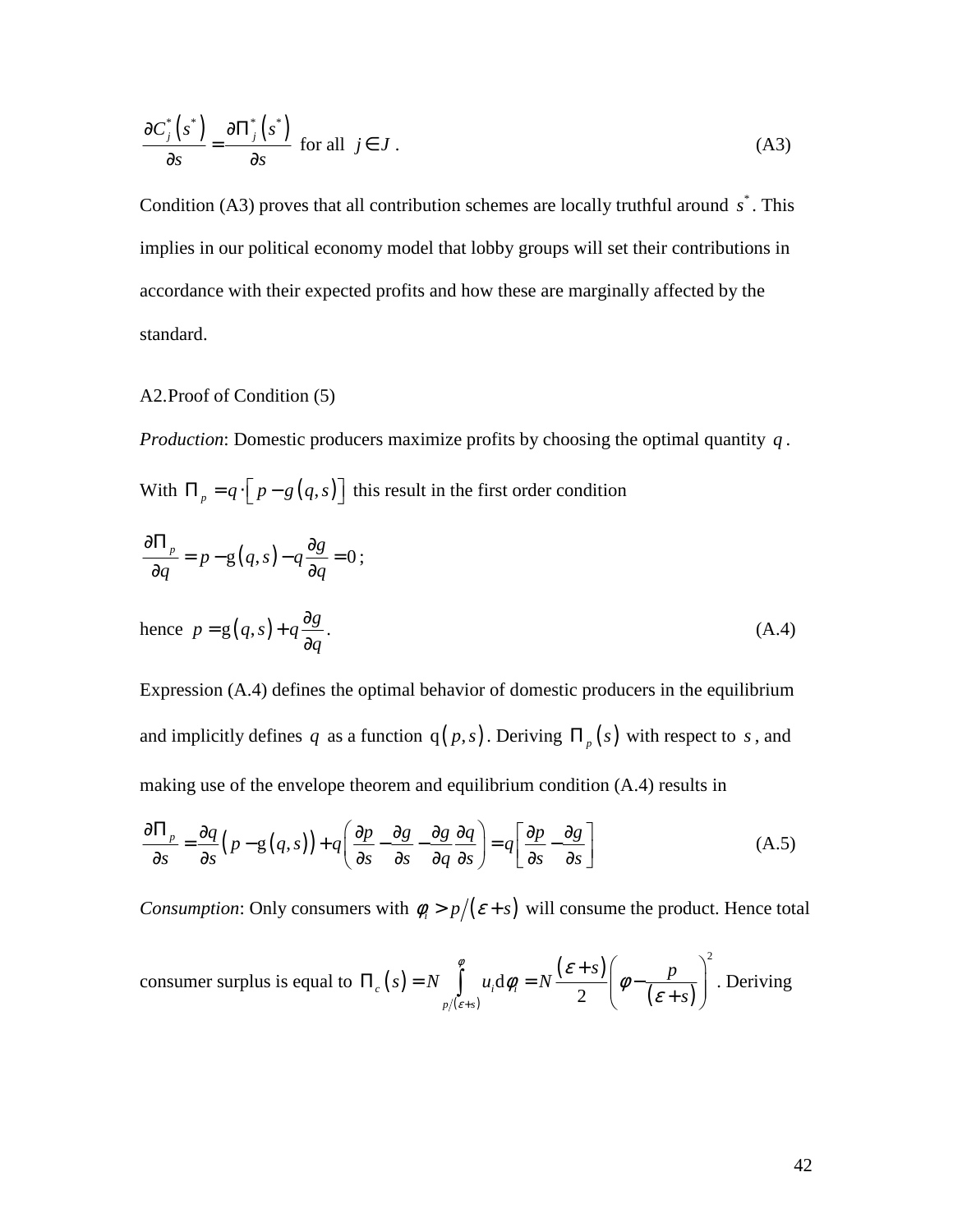$$\frac{\partial C_j^*\left(s^*\right)}{\partial s} = \frac{\partial \Pi_j^*\left(s^*\right)}{\partial s} \text{ for all } j \in J . \tag{A3}$$

Condition (A3) proves that all contribution schemes are locally truthful around $s^*$. This implies in our political economy model that lobby groups will set their contributions in accordance with their expected profits and how these are marginally affected by the standard.

A2.Proof of Condition (5)

*Production*: Domestic producers maximize profits by choosing the optimal quantity $q$. With $\Pi_p = q \cdot \left[ p - g\left(q,s\right)\right]$ this result in the first order condition

$$\frac{\partial \Pi_p}{\partial q} = p - \mathrm{g}\left(q,s\right) - q\frac{\partial g}{\partial q} = 0\,;$$

hence $p = \mathrm{g}\left(q,s\right) + q\dfrac{\partial g}{\partial q}$. (A.4)

Expression (A.4) defines the optimal behavior of domestic producers in the equilibrium and implicitly defines $q$ as a function $\mathrm{q}\left(p,s\right)$. Deriving $\Pi_p\left(s\right)$ with respect to $s$, and making use of the envelope theorem and equilibrium condition (A.4) results in

$$\frac{\partial \Pi_p}{\partial s} = \frac{\partial q}{\partial s}\left(p - \mathrm{g}\left(q,s\right)\right) + q\left(\frac{\partial p}{\partial s} - \frac{\partial g}{\partial s} - \frac{\partial g}{\partial q}\frac{\partial q}{\partial s}\right) = q\left[\frac{\partial p}{\partial s} - \frac{\partial g}{\partial s}\right] \tag{A.5}$$

*Consumption*: Only consumers with $\phi_i > p/\left(\varepsilon + s\right)$ will consume the product. Hence total consumer surplus is equal to $\Pi_c\left(s\right) = N\int\limits_{p/\left(\varepsilon+s\right)}^{\varphi} u_i \mathrm{d}\phi_i = N\dfrac{\left(\varepsilon+s\right)}{2}\left(\phi - \dfrac{p}{\left(\varepsilon+s\right)}\right)^2$. Deriving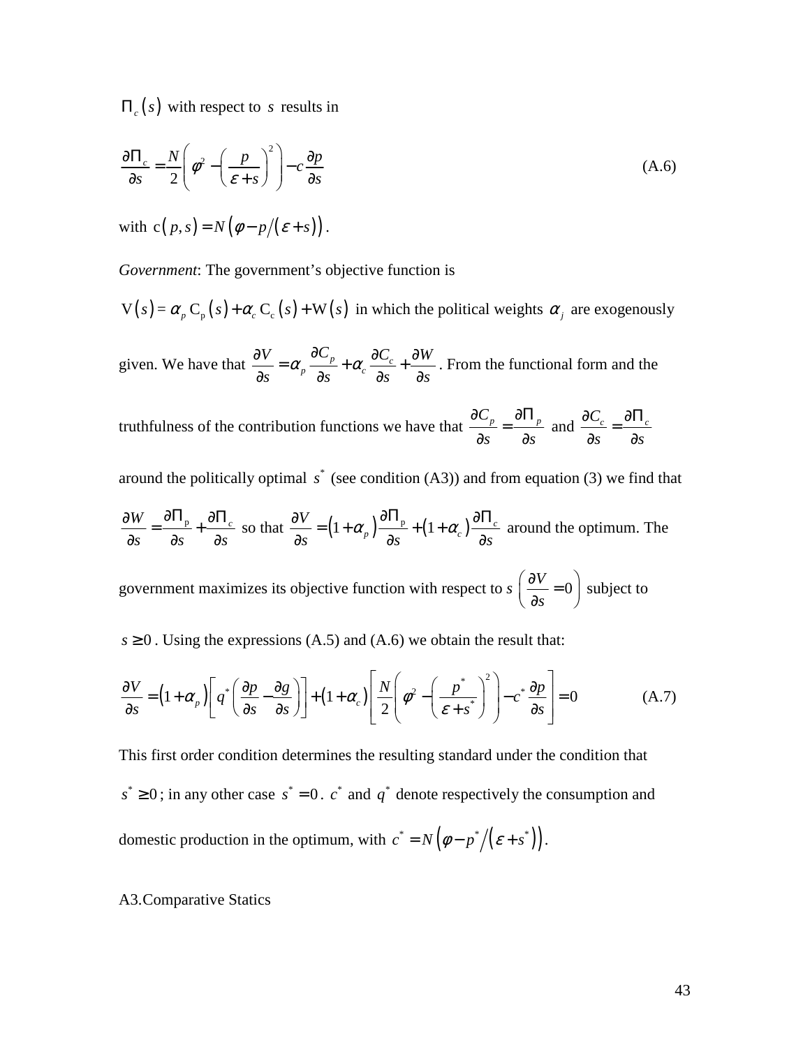$\Pi_c(s)$ with respect to $s$ results in

$$\frac{\partial \Pi_c}{\partial s} = \frac{N}{2}\left(\phi^2 - \left(\frac{p}{\varepsilon + s}\right)^2\right) - c\frac{\partial p}{\partial s} \tag{A.6}$$

with $c(p,s) = N\left(\phi - p/(\varepsilon + s)\right)$.

*Government*: The government's objective function is

$V(s) = \alpha_p C_p(s) + \alpha_c C_c(s) + W(s)$ in which the political weights $\alpha_j$ are exogenously given. We have that $\frac{\partial V}{\partial s} = \alpha_p \frac{\partial C_p}{\partial s} + \alpha_c \frac{\partial C_c}{\partial s} + \frac{\partial W}{\partial s}$. From the functional form and the truthfulness of the contribution functions we have that $\frac{\partial C_p}{\partial s} = \frac{\partial \Pi_p}{\partial s}$ and $\frac{\partial C_c}{\partial s} = \frac{\partial \Pi_c}{\partial s}$ around the politically optimal $s^*$ (see condition (A3)) and from equation (3) we find that $\frac{\partial W}{\partial s} = \frac{\partial \Pi_p}{\partial s} + \frac{\partial \Pi_c}{\partial s}$ so that $\frac{\partial V}{\partial s} = (1+\alpha_p)\frac{\partial \Pi_p}{\partial s} + (1+\alpha_c)\frac{\partial \Pi_c}{\partial s}$ around the optimum. The government maximizes its objective function with respect to $s$ $\left(\frac{\partial V}{\partial s} = 0\right)$ subject to $s \geq 0$. Using the expressions (A.5) and (A.6) we obtain the result that:

$$\frac{\partial V}{\partial s} = (1+\alpha_p)\left[q^*\left(\frac{\partial p}{\partial s} - \frac{\partial g}{\partial s}\right)\right] + (1+\alpha_c)\left[\frac{N}{2}\left(\phi^2 - \left(\frac{p^*}{\varepsilon + s^*}\right)^2\right) - c^*\frac{\partial p}{\partial s}\right] = 0 \tag{A.7}$$

This first order condition determines the resulting standard under the condition that $s^* \geq 0$; in any other case $s^* = 0$. $c^*$ and $q^*$ denote respectively the consumption and domestic production in the optimum, with $c^* = N\left(\phi - p^*/(\varepsilon + s^*)\right)$.

A3.Comparative Statics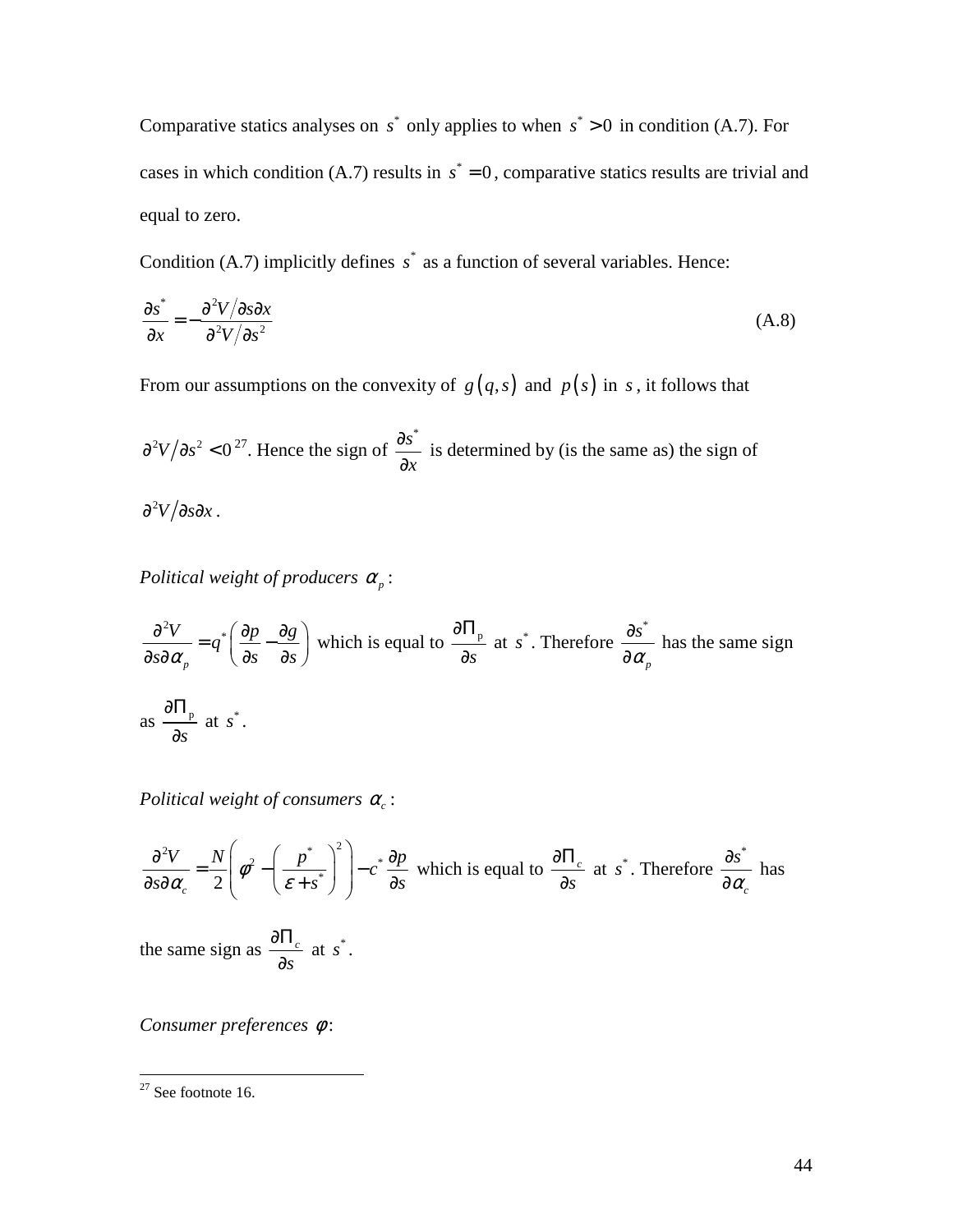Comparative statics analyses on $s^*$ only applies to when $s^* > 0$ in condition (A.7). For cases in which condition (A.7) results in $s^* = 0$, comparative statics results are trivial and equal to zero.

Condition (A.7) implicitly defines $s^*$ as a function of several variables. Hence:

$$\frac{\partial s^*}{\partial x} = -\frac{\partial^2 V / \partial s \partial x}{\partial^2 V / \partial s^2} \tag{A.8}$$

From our assumptions on the convexity of $g(q,s)$ and $p(s)$ in $s$, it follows that $\partial^2 V / \partial s^2 < 0$[27]. Hence the sign of $\frac{\partial s^*}{\partial x}$ is determined by (is the same as) the sign of $\partial^2 V / \partial s \partial x$.

*Political weight of producers* $\alpha_p$:

$\frac{\partial^2 V}{\partial s \partial \alpha_p} = q^* \left( \frac{\partial p}{\partial s} - \frac{\partial g}{\partial s} \right)$ which is equal to $\frac{\partial \Pi_p}{\partial s}$ at $s^*$. Therefore $\frac{\partial s^*}{\partial \alpha_p}$ has the same sign as $\frac{\partial \Pi_p}{\partial s}$ at $s^*$.

*Political weight of consumers* $\alpha_c$:

$\frac{\partial^2 V}{\partial s \partial \alpha_c} = \frac{N}{2} \left( \phi^2 - \left( \frac{p^*}{\varepsilon + s^*} \right)^2 \right) - c^* \frac{\partial p}{\partial s}$ which is equal to $\frac{\partial \Pi_c}{\partial s}$ at $s^*$. Therefore $\frac{\partial s^*}{\partial \alpha_c}$ has the same sign as $\frac{\partial \Pi_c}{\partial s}$ at $s^*$.

*Consumer preferences* $\phi$:

---

[27] See footnote 16.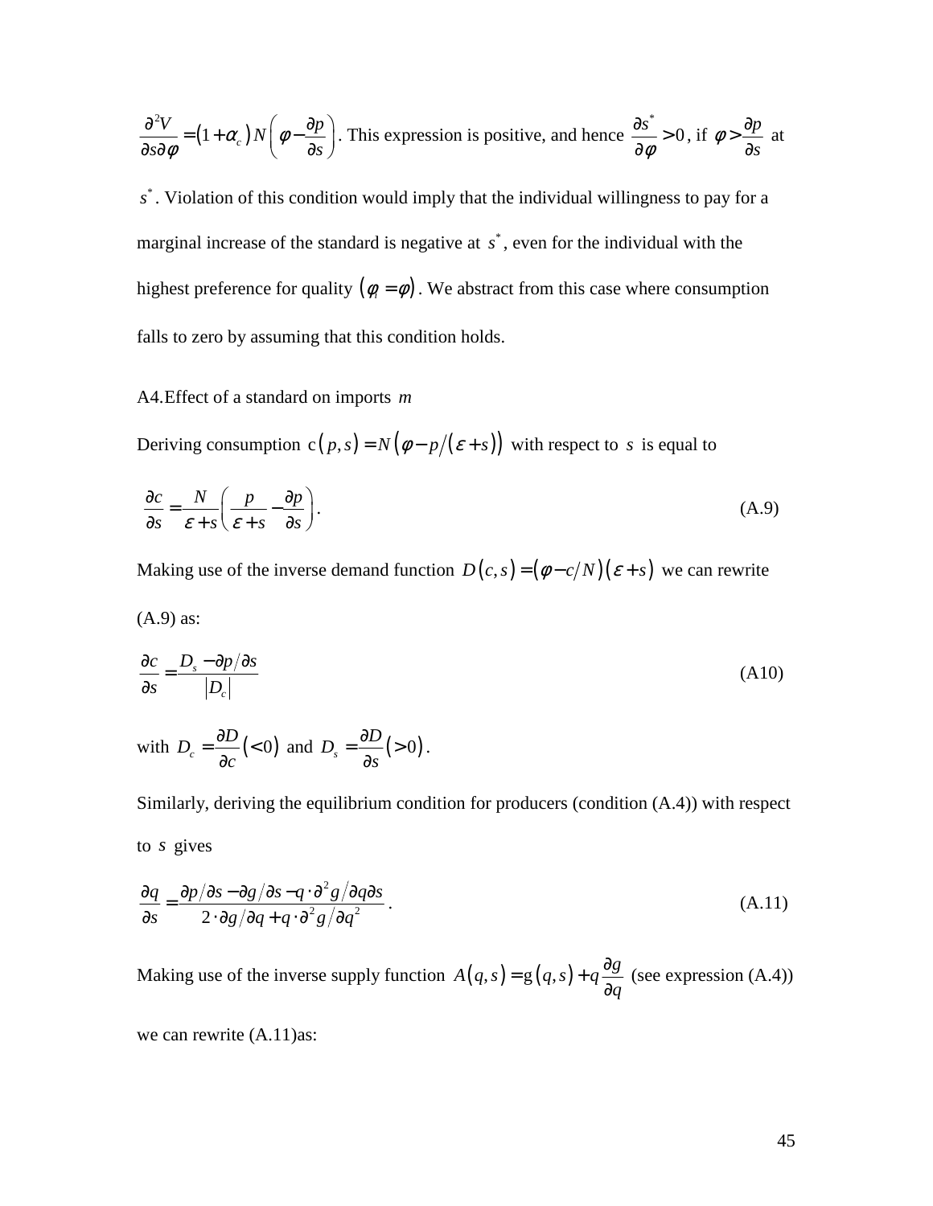$\frac{\partial^2 V}{\partial s \partial \phi} = (1+\alpha_c) N \left( \phi - \frac{\partial p}{\partial s} \right)$. This expression is positive, and hence $\frac{\partial s^*}{\partial \phi} > 0$, if $\phi > \frac{\partial p}{\partial s}$ at $s^*$. Violation of this condition would imply that the individual willingness to pay for a marginal increase of the standard is negative at $s^*$, even for the individual with the highest preference for quality $(\phi_i = \phi)$. We abstract from this case where consumption falls to zero by assuming that this condition holds.

A4.Effect of a standard on imports $m$

Deriving consumption $c(p,s) = N(\phi - p/(\varepsilon + s))$ with respect to $s$ is equal to

$$\frac{\partial c}{\partial s} = \frac{N}{\varepsilon + s} \left( \frac{p}{\varepsilon + s} - \frac{\partial p}{\partial s} \right). \tag{A.9}$$

Making use of the inverse demand function $D(c,s) = (\phi - c/N)(\varepsilon + s)$ we can rewrite (A.9) as:

$$\frac{\partial c}{\partial s} = \frac{D_s - \partial p / \partial s}{|D_c|} \tag{A10}$$

with $D_c = \frac{\partial D}{\partial c} (<0)$ and $D_s = \frac{\partial D}{\partial s} (>0)$.

Similarly, deriving the equilibrium condition for producers (condition (A.4)) with respect to $s$ gives

$$\frac{\partial q}{\partial s} = \frac{\partial p/\partial s - \partial g/\partial s - q \cdot \partial^2 g / \partial q \partial s}{2 \cdot \partial g / \partial q + q \cdot \partial^2 g / \partial q^2}. \tag{A.11}$$

Making use of the inverse supply function $A(q,s) = g(q,s) + q \frac{\partial g}{\partial q}$ (see expression (A.4)) we can rewrite (A.11)as: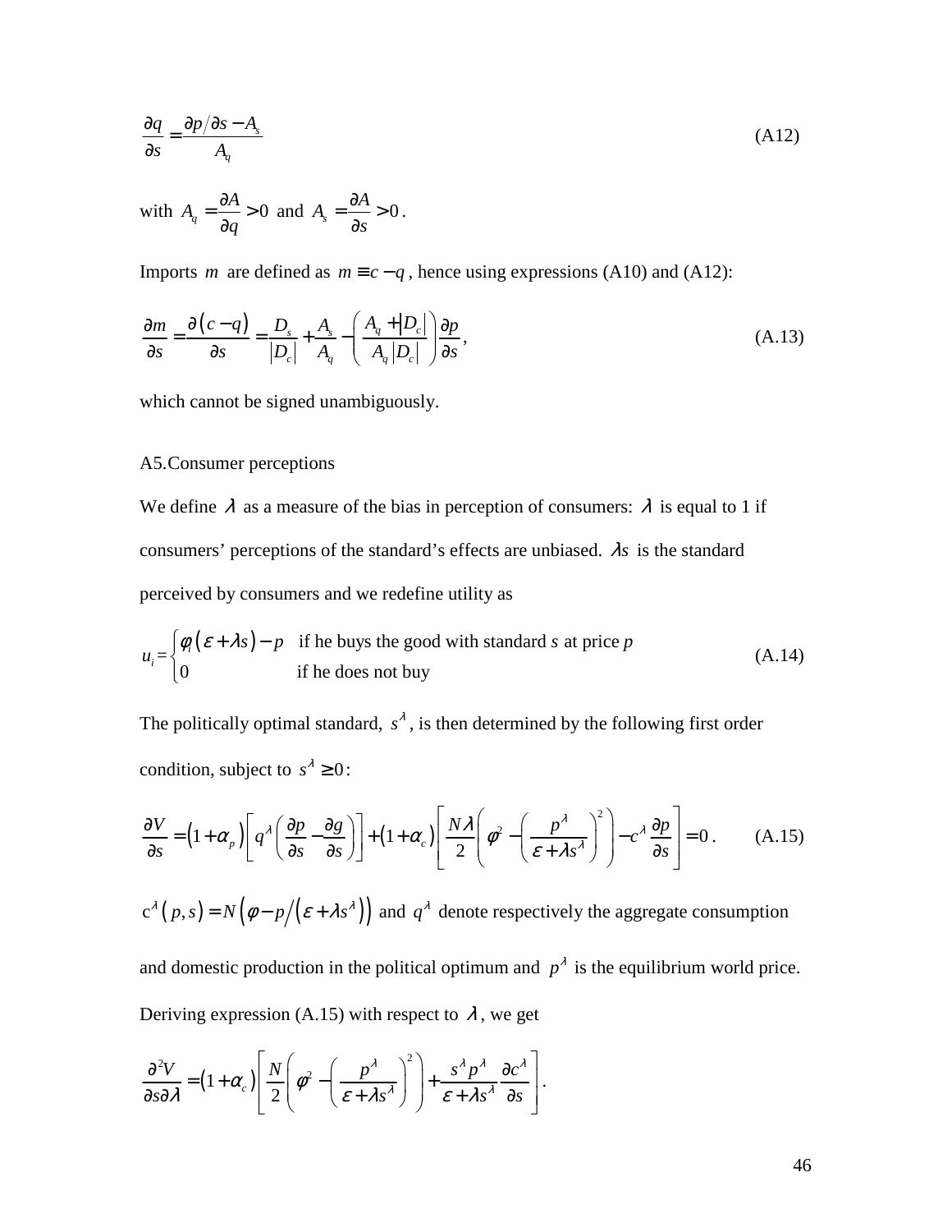$$\frac{\partial q}{\partial s} = \frac{\partial p / \partial s - A_s}{A_q} \tag{A12}$$

with $A_q = \dfrac{\partial A}{\partial q} > 0$ and $A_s = \dfrac{\partial A}{\partial s} > 0$.

Imports $m$ are defined as $m \equiv c - q$, hence using expressions (A10) and (A12):

$$\frac{\partial m}{\partial s} = \frac{\partial (c-q)}{\partial s} = \frac{D_s}{|D_c|} + \frac{A_s}{A_q} - \left( \frac{A_q + |D_c|}{A_q |D_c|} \right) \frac{\partial p}{\partial s}, \tag{A.13}$$

which cannot be signed unambiguously.

A5.Consumer perceptions

We define $\lambda$ as a measure of the bias in perception of consumers: $\lambda$ is equal to 1 if consumers' perceptions of the standard's effects are unbiased. $\lambda s$ is the standard perceived by consumers and we redefine utility as

$$u_i = \begin{cases} \phi_i(\varepsilon + \lambda s) - p & \text{if he buys the good with standard } s \text{ at price } p \\ 0 & \text{if he does not buy} \end{cases} \tag{A.14}$$

The politically optimal standard, $s^\lambda$, is then determined by the following first order condition, subject to $s^\lambda \geq 0$:

$$\frac{\partial V}{\partial s} = (1+\alpha_p)\left[ q^\lambda \left( \frac{\partial p}{\partial s} - \frac{\partial g}{\partial s} \right) \right] + (1+\alpha_c)\left[ \frac{N\lambda}{2}\left( \phi^2 - \left( \frac{p^\lambda}{\varepsilon + \lambda s^\lambda} \right)^2 \right) - c^\lambda \frac{\partial p}{\partial s} \right] = 0. \tag{A.15}$$

$c^\lambda(p,s) = N\left(\phi - p / \left(\varepsilon + \lambda s^\lambda\right)\right)$ and $q^\lambda$ denote respectively the aggregate consumption and domestic production in the political optimum and $p^\lambda$ is the equilibrium world price. Deriving expression (A.15) with respect to $\lambda$, we get

$$\frac{\partial^2 V}{\partial s \partial \lambda} = (1+\alpha_c)\left[ \frac{N}{2}\left( \phi^2 - \left( \frac{p^\lambda}{\varepsilon + \lambda s^\lambda} \right)^2 \right) + \frac{s^\lambda p^\lambda}{\varepsilon + \lambda s^\lambda} \frac{\partial c^\lambda}{\partial s} \right].$$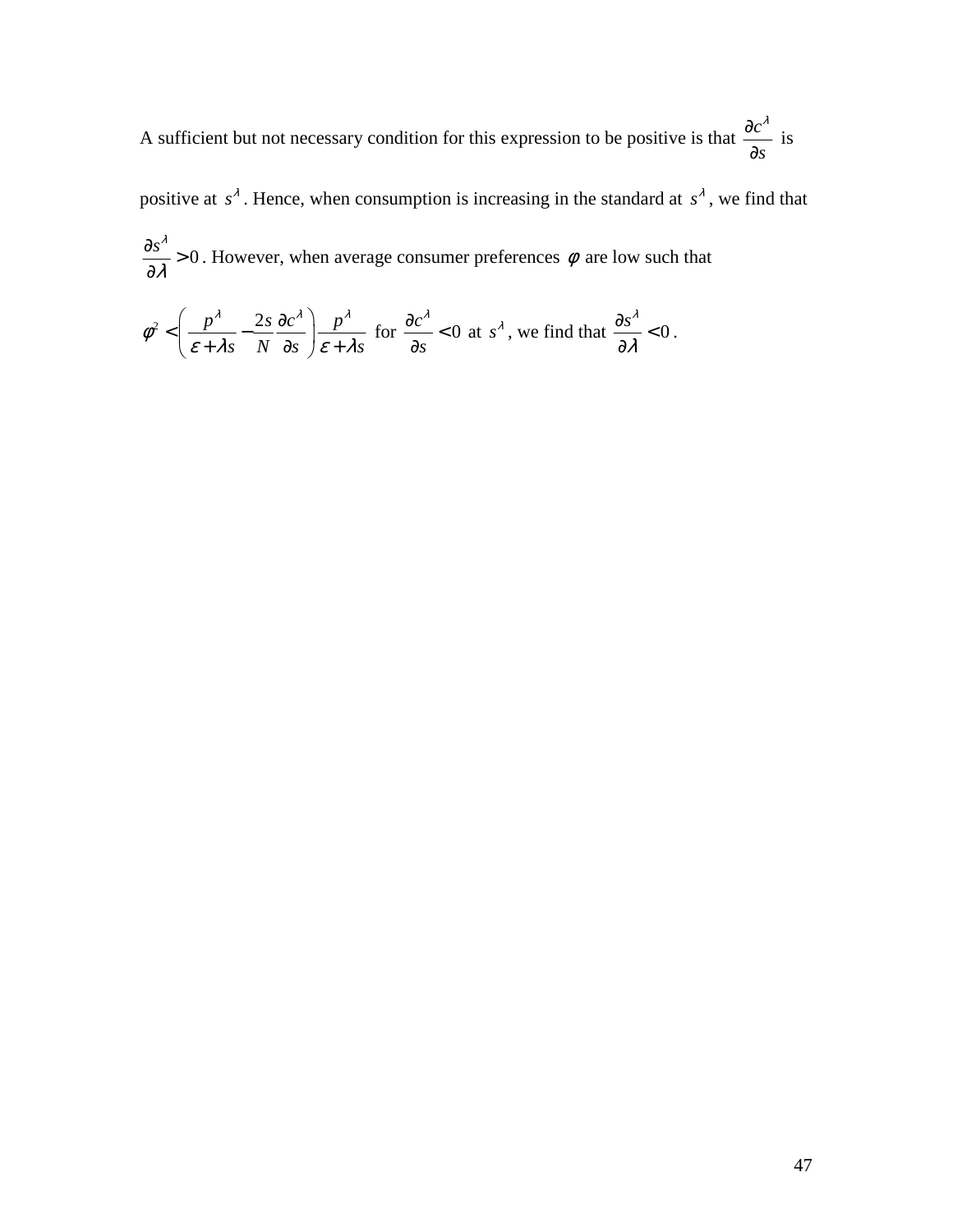A sufficient but not necessary condition for this expression to be positive is that $\frac{\partial c^{\lambda}}{\partial s}$ is positive at $s^{\lambda}$. Hence, when consumption is increasing in the standard at $s^{\lambda}$, we find that $\frac{\partial s^{\lambda}}{\partial \lambda} > 0$. However, when average consumer preferences $\phi$ are low such that $\phi^2 < \left( \frac{p^{\lambda}}{\varepsilon + \lambda s} - \frac{2s}{N} \frac{\partial c^{\lambda}}{\partial s} \right) \frac{p^{\lambda}}{\varepsilon + \lambda s}$ for $\frac{\partial c^{\lambda}}{\partial s} < 0$ at $s^{\lambda}$, we find that $\frac{\partial s^{\lambda}}{\partial \lambda} < 0$.